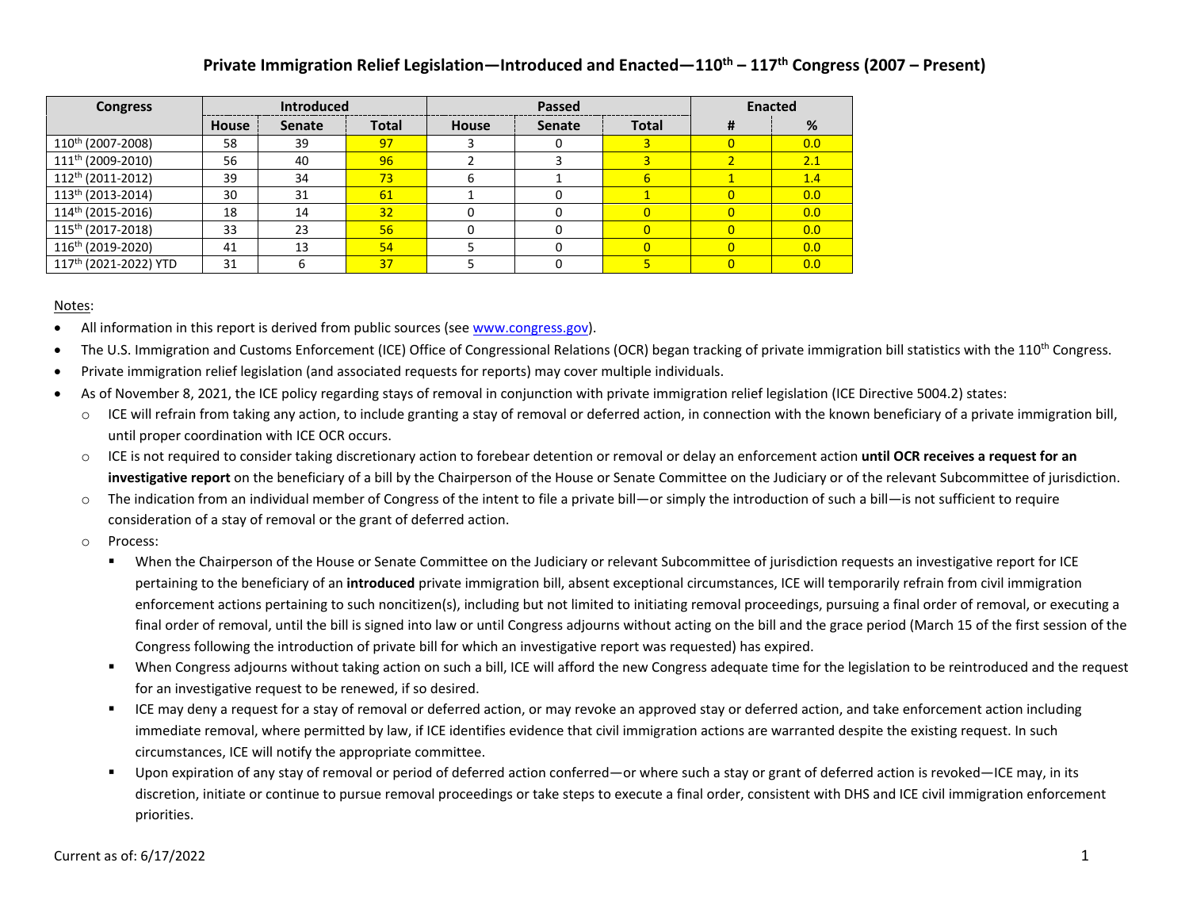# Private Immigration Relief Legislation—Introduced and Enacted—110th – 117th Congress (2007 – Present)

| Congress | Introduced | | | Passed | | | Enacted | |
|---|---|---|---|---|---|---|---|---|
| | House | Senate | Total | House | Senate | Total | # | % |
| 110th (2007-2008) | 58 | 39 | 97 | 3 | 0 | 3 | 0 | 0.0 |
| 111th (2009-2010) | 56 | 40 | 96 | 2 | 3 | 3 | 2 | 2.1 |
| 112th (2011-2012) | 39 | 34 | 73 | 6 | 1 | 6 | 1 | 1.4 |
| 113th (2013-2014) | 30 | 31 | 61 | 1 | 0 | 1 | 0 | 0.0 |
| 114th (2015-2016) | 18 | 14 | 32 | 0 | 0 | 0 | 0 | 0.0 |
| 115th (2017-2018) | 33 | 23 | 56 | 0 | 0 | 0 | 0 | 0.0 |
| 116th (2019-2020) | 41 | 13 | 54 | 5 | 0 | 0 | 0 | 0.0 |
| 117th (2021-2022) YTD | 31 | 6 | 37 | 5 | 0 | 5 | 0 | 0.0 |

Notes:

- All information in this report is derived from public sources (see www.congress.gov).
- The U.S. Immigration and Customs Enforcement (ICE) Office of Congressional Relations (OCR) began tracking of private immigration bill statistics with the 110th Congress.
- Private immigration relief legislation (and associated requests for reports) may cover multiple individuals.
- As of November 8, 2021, the ICE policy regarding stays of removal in conjunction with private immigration relief legislation (ICE Directive 5004.2) states:
  - ICE will refrain from taking any action, to include granting a stay of removal or deferred action, in connection with the known beneficiary of a private immigration bill, until proper coordination with ICE OCR occurs.
  - ICE is not required to consider taking discretionary action to forebear detention or removal or delay an enforcement action **until OCR receives a request for an investigative report** on the beneficiary of a bill by the Chairperson of the House or Senate Committee on the Judiciary or of the relevant Subcommittee of jurisdiction.
  - The indication from an individual member of Congress of the intent to file a private bill—or simply the introduction of such a bill—is not sufficient to require consideration of a stay of removal or the grant of deferred action.
  - Process:
    - When the Chairperson of the House or Senate Committee on the Judiciary or relevant Subcommittee of jurisdiction requests an investigative report for ICE pertaining to the beneficiary of an **introduced** private immigration bill, absent exceptional circumstances, ICE will temporarily refrain from civil immigration enforcement actions pertaining to such noncitizen(s), including but not limited to initiating removal proceedings, pursuing a final order of removal, or executing a final order of removal, until the bill is signed into law or until Congress adjourns without acting on the bill and the grace period (March 15 of the first session of the Congress following the introduction of private bill for which an investigative report was requested) has expired.
    - When Congress adjourns without taking action on such a bill, ICE will afford the new Congress adequate time for the legislation to be reintroduced and the request for an investigative request to be renewed, if so desired.
    - ICE may deny a request for a stay of removal or deferred action, or may revoke an approved stay or deferred action, and take enforcement action including immediate removal, where permitted by law, if ICE identifies evidence that civil immigration actions are warranted despite the existing request. In such circumstances, ICE will notify the appropriate committee.
    - Upon expiration of any stay of removal or period of deferred action conferred—or where such a stay or grant of deferred action is revoked—ICE may, in its discretion, initiate or continue to pursue removal proceedings or take steps to execute a final order, consistent with DHS and ICE civil immigration enforcement priorities.

Current as of: 6/17/2022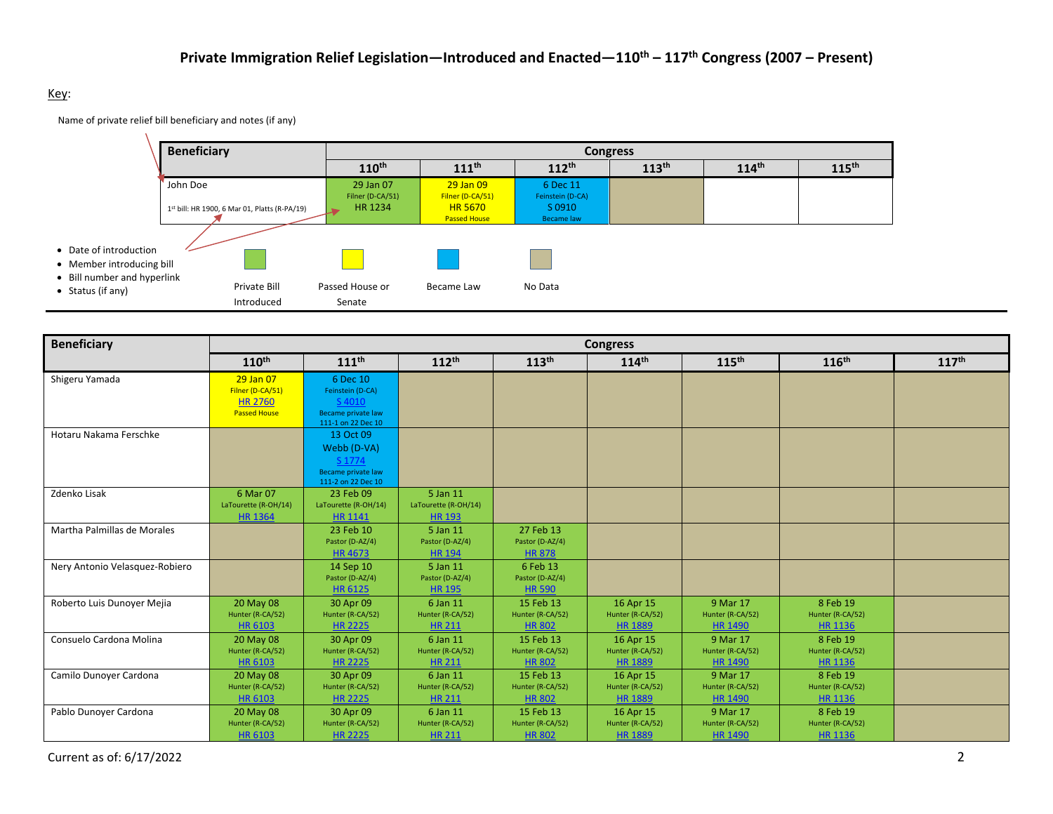## Private Immigration Relief Legislation—Introduced and Enacted—110th – 117th Congress (2007 – Present)

Key:

Name of private relief bill beneficiary and notes (if any)

| Beneficiary | Congress | | | | | |
|---|---|---|---|---|---|---|
| | 110th | 111th | 112th | 113th | 114th | 115th |
| John Doe<br>1st bill: HR 1900, 6 Mar 01, Platts (R-PA/19) | 29 Jan 07<br>Filner (D-CA/51)<br>HR 1234 | 29 Jan 09<br>Filner (D-CA/51)<br>HR 5670<br>Passed House | 6 Dec 11<br>Feinstein (D-CA)<br>S 0910<br>Became law | | | |

- Date of introduction
- Member introducing bill
- Bill number and hyperlink
- Status (if any)

Legend: Private Bill Introduced (green); Passed House or Senate (yellow); Became Law (blue); No Data (tan)

| Beneficiary | Congress | | | | | | | |
|---|---|---|---|---|---|---|---|---|
| | 110th | 111th | 112th | 113th | 114th | 115th | 116th | 117th |
| Shigeru Yamada | 29 Jan 07<br>Filner (D-CA/51)<br>HR 2760<br>Passed House | 6 Dec 10<br>Feinstein (D-CA)<br>S 4010<br>Became private law 111-1 on 22 Dec 10 | | | | | | |
| Hotaru Nakama Ferschke | | 13 Oct 09<br>Webb (D-VA)<br>S 1774<br>Became private law 111-2 on 22 Dec 10 | | | | | | |
| Zdenko Lisak | 6 Mar 07<br>LaTourette (R-OH/14)<br>HR 1364 | 23 Feb 09<br>LaTourette (R-OH/14)<br>HR 1141 | 5 Jan 11<br>LaTourette (R-OH/14)<br>HR 193 | | | | | |
| Martha Palmillas de Morales | | 23 Feb 10<br>Pastor (D-AZ/4)<br>HR 4673 | 5 Jan 11<br>Pastor (D-AZ/4)<br>HR 194 | 27 Feb 13<br>Pastor (D-AZ/4)<br>HR 878 | | | | |
| Nery Antonio Velasquez-Robiero | | 14 Sep 10<br>Pastor (D-AZ/4)<br>HR 6125 | 5 Jan 11<br>Pastor (D-AZ/4)<br>HR 195 | 6 Feb 13<br>Pastor (D-AZ/4)<br>HR 590 | | | | |
| Roberto Luis Dunoyer Mejia | 20 May 08<br>Hunter (R-CA/52)<br>HR 6103 | 30 Apr 09<br>Hunter (R-CA/52)<br>HR 2225 | 6 Jan 11<br>Hunter (R-CA/52)<br>HR 211 | 15 Feb 13<br>Hunter (R-CA/52)<br>HR 802 | 16 Apr 15<br>Hunter (R-CA/52)<br>HR 1889 | 9 Mar 17<br>Hunter (R-CA/52)<br>HR 1490 | 8 Feb 19<br>Hunter (R-CA/52)<br>HR 1136 | |
| Consuelo Cardona Molina | 20 May 08<br>Hunter (R-CA/52)<br>HR 6103 | 30 Apr 09<br>Hunter (R-CA/52)<br>HR 2225 | 6 Jan 11<br>Hunter (R-CA/52)<br>HR 211 | 15 Feb 13<br>Hunter (R-CA/52)<br>HR 802 | 16 Apr 15<br>Hunter (R-CA/52)<br>HR 1889 | 9 Mar 17<br>Hunter (R-CA/52)<br>HR 1490 | 8 Feb 19<br>Hunter (R-CA/52)<br>HR 1136 | |
| Camilo Dunoyer Cardona | 20 May 08<br>Hunter (R-CA/52)<br>HR 6103 | 30 Apr 09<br>Hunter (R-CA/52)<br>HR 2225 | 6 Jan 11<br>Hunter (R-CA/52)<br>HR 211 | 15 Feb 13<br>Hunter (R-CA/52)<br>HR 802 | 16 Apr 15<br>Hunter (R-CA/52)<br>HR 1889 | 9 Mar 17<br>Hunter (R-CA/52)<br>HR 1490 | 8 Feb 19<br>Hunter (R-CA/52)<br>HR 1136 | |
| Pablo Dunoyer Cardona | 20 May 08<br>Hunter (R-CA/52)<br>HR 6103 | 30 Apr 09<br>Hunter (R-CA/52)<br>HR 2225 | 6 Jan 11<br>Hunter (R-CA/52)<br>HR 211 | 15 Feb 13<br>Hunter (R-CA/52)<br>HR 802 | 16 Apr 15<br>Hunter (R-CA/52)<br>HR 1889 | 9 Mar 17<br>Hunter (R-CA/52)<br>HR 1490 | 8 Feb 19<br>Hunter (R-CA/52)<br>HR 1136 | |

Current as of: 6/17/2022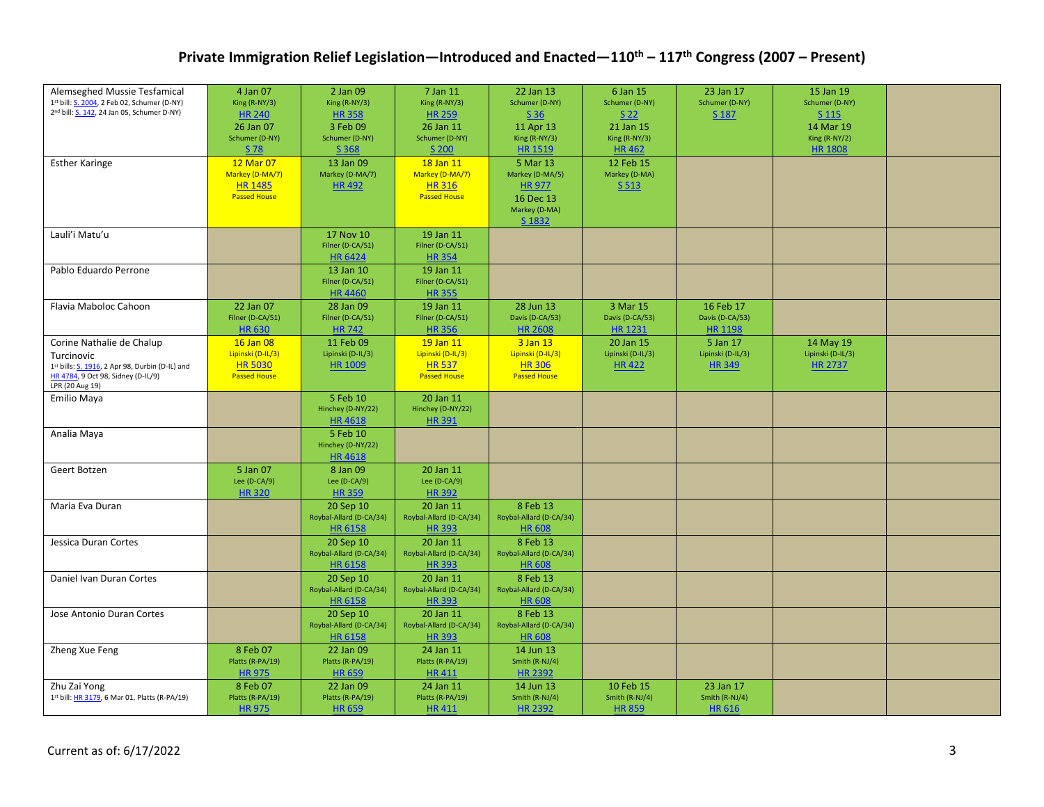## Private Immigration Relief Legislation—Introduced and Enacted—110th – 117th Congress (2007 – Present)

| Name | 110th | 111th | 112th | 113th | 114th | 115th | 116th | 117th |
|---|---|---|---|---|---|---|---|---|
| Alemseghed Mussie Tesfamical<br>1st bill: S. 2004, 2 Feb 02, Schumer (D-NY)<br>2nd bill: S. 142, 24 Jan 05, Schumer D-NY) | 4 Jan 07<br>King (R-NY/3)<br>HR 240<br>26 Jan 07<br>Schumer (D-NY)<br>S 78 | 2 Jan 09<br>King (R-NY/3)<br>HR 358<br>3 Feb 09<br>Schumer (D-NY)<br>S 368 | 7 Jan 11<br>King (R-NY/3)<br>HR 259<br>26 Jan 11<br>Schumer (D-NY)<br>S 200 | 22 Jan 13<br>Schumer (D-NY)<br>S 36<br>11 Apr 13<br>King (R-NY/3)<br>HR 1519 | 6 Jan 15<br>Schumer (D-NY)<br>S 22<br>21 Jan 15<br>King (R-NY/3)<br>HR 462 | 23 Jan 17<br>Schumer (D-NY)<br>S 187 | 15 Jan 19<br>Schumer (D-NY)<br>S 115<br>14 Mar 19<br>King (R-NY/2)<br>HR 1808 | |
| Esther Karinge | 12 Mar 07<br>Markey (D-MA/7)<br>HR 1485<br>Passed House | 13 Jan 09<br>Markey (D-MA/7)<br>HR 492 | 18 Jan 11<br>Markey (D-MA/7)<br>HR 316<br>Passed House | 5 Mar 13<br>Markey (D-MA/5)<br>HR 977<br>16 Dec 13<br>Markey (D-MA)<br>S 1832 | 12 Feb 15<br>Markey (D-MA)<br>S 513 | | | |
| Lauli'i Matu'u | | 17 Nov 10<br>Filner (D-CA/51)<br>HR 6424 | 19 Jan 11<br>Filner (D-CA/51)<br>HR 354 | | | | | |
| Pablo Eduardo Perrone | | 13 Jan 10<br>Filner (D-CA/51)<br>HR 4460 | 19 Jan 11<br>Filner (D-CA/51)<br>HR 355 | | | | | |
| Flavia Maboloc Cahoon | 22 Jan 07<br>Filner (D-CA/51)<br>HR 630 | 28 Jan 09<br>Filner (D-CA/51)<br>HR 742 | 19 Jan 11<br>Filner (D-CA/51)<br>HR 356 | 28 Jun 13<br>Davis (D-CA/53)<br>HR 2608 | 3 Mar 15<br>Davis (D-CA/53)<br>HR 1231 | 16 Feb 17<br>Davis (D-CA/53)<br>HR 1198 | | |
| Corine Nathalie de Chalup Turcinovic<br>1st bills: S. 1916, 2 Apr 98, Durbin (D-IL) and HR 4784, 9 Oct 98, Sidney (D-IL/9)<br>LPR (20 Aug 19) | 16 Jan 08<br>Lipinski (D-IL/3)<br>HR 5030<br>Passed House | 11 Feb 09<br>Lipinski (D-IL/3)<br>HR 1009 | 19 Jan 11<br>Lipinski (D-IL/3)<br>HR 537<br>Passed House | 3 Jan 13<br>Lipinski (D-IL/3)<br>HR 306<br>Passed House | 20 Jan 15<br>Lipinski (D-IL/3)<br>HR 422 | 5 Jan 17<br>Lipinski (D-IL/3)<br>HR 349 | 14 May 19<br>Lipinski (D-IL/3)<br>HR 2737 | |
| Emilio Maya | | 5 Feb 10<br>Hinchey (D-NY/22)<br>HR 4618 | 20 Jan 11<br>Hinchey (D-NY/22)<br>HR 391 | | | | | |
| Analia Maya | | 5 Feb 10<br>Hinchey (D-NY/22)<br>HR 4618 | | | | | | |
| Geert Botzen | 5 Jan 07<br>Lee (D-CA/9)<br>HR 320 | 8 Jan 09<br>Lee (D-CA/9)<br>HR 359 | 20 Jan 11<br>Lee (D-CA/9)<br>HR 392 | | | | | |
| Maria Eva Duran | | 20 Sep 10<br>Roybal-Allard (D-CA/34)<br>HR 6158 | 20 Jan 11<br>Roybal-Allard (D-CA/34)<br>HR 393 | 8 Feb 13<br>Roybal-Allard (D-CA/34)<br>HR 608 | | | | |
| Jessica Duran Cortes | | 20 Sep 10<br>Roybal-Allard (D-CA/34)<br>HR 6158 | 20 Jan 11<br>Roybal-Allard (D-CA/34)<br>HR 393 | 8 Feb 13<br>Roybal-Allard (D-CA/34)<br>HR 608 | | | | |
| Daniel Ivan Duran Cortes | | 20 Sep 10<br>Roybal-Allard (D-CA/34)<br>HR 6158 | 20 Jan 11<br>Roybal-Allard (D-CA/34)<br>HR 393 | 8 Feb 13<br>Roybal-Allard (D-CA/34)<br>HR 608 | | | | |
| Jose Antonio Duran Cortes | | 20 Sep 10<br>Roybal-Allard (D-CA/34)<br>HR 6158 | 20 Jan 11<br>Roybal-Allard (D-CA/34)<br>HR 393 | 8 Feb 13<br>Roybal-Allard (D-CA/34)<br>HR 608 | | | | |
| Zheng Xue Feng | 8 Feb 07<br>Platts (R-PA/19)<br>HR 975 | 22 Jan 09<br>Platts (R-PA/19)<br>HR 659 | 24 Jan 11<br>Platts (R-PA/19)<br>HR 411 | 14 Jun 13<br>Smith (R-NJ/4)<br>HR 2392 | | | | |
| Zhu Zai Yong<br>1st bill: HR 3179, 6 Mar 01, Platts (R-PA/19) | 8 Feb 07<br>Platts (R-PA/19)<br>HR 975 | 22 Jan 09<br>Platts (R-PA/19)<br>HR 659 | 24 Jan 11<br>Platts (R-PA/19)<br>HR 411 | 14 Jun 13<br>Smith (R-NJ/4)<br>HR 2392 | 10 Feb 15<br>Smith (R-NJ/4)<br>HR 859 | 23 Jan 17<br>Smith (R-NJ/4)<br>HR 616 | | |

Current as of: 6/17/2022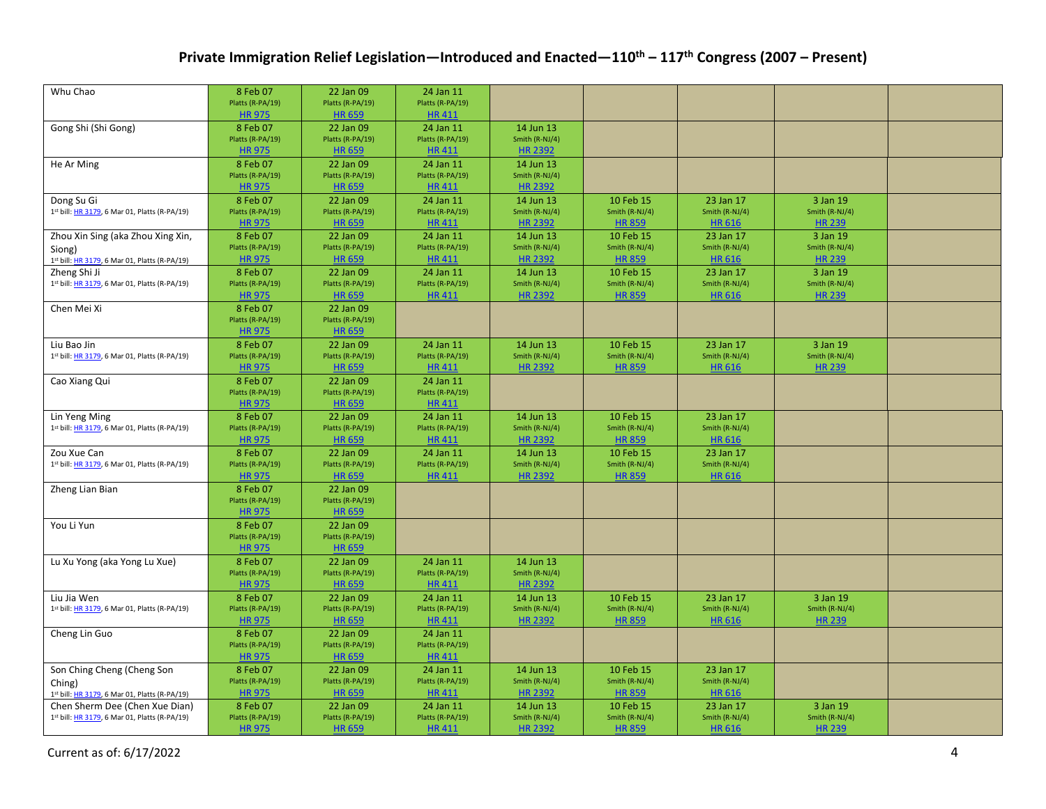# Private Immigration Relief Legislation—Introduced and Enacted—110th – 117th Congress (2007 – Present)

| | | | | | | | | |
|---|---|---|---|---|---|---|---|---|
| Whu Chao | 8 Feb 07<br>Platts (R-PA/19)<br>HR 975 | 22 Jan 09<br>Platts (R-PA/19)<br>HR 659 | 24 Jan 11<br>Platts (R-PA/19)<br>HR 411 | | | | | |
| Gong Shi (Shi Gong) | 8 Feb 07<br>Platts (R-PA/19)<br>HR 975 | 22 Jan 09<br>Platts (R-PA/19)<br>HR 659 | 24 Jan 11<br>Platts (R-PA/19)<br>HR 411 | 14 Jun 13<br>Smith (R-NJ/4)<br>HR 2392 | | | | |
| He Ar Ming | 8 Feb 07<br>Platts (R-PA/19)<br>HR 975 | 22 Jan 09<br>Platts (R-PA/19)<br>HR 659 | 24 Jan 11<br>Platts (R-PA/19)<br>HR 411 | 14 Jun 13<br>Smith (R-NJ/4)<br>HR 2392 | | | | |
| Dong Su Gi<br>1st bill: HR 3179, 6 Mar 01, Platts (R-PA/19) | 8 Feb 07<br>Platts (R-PA/19)<br>HR 975 | 22 Jan 09<br>Platts (R-PA/19)<br>HR 659 | 24 Jan 11<br>Platts (R-PA/19)<br>HR 411 | 14 Jun 13<br>Smith (R-NJ/4)<br>HR 2392 | 10 Feb 15<br>Smith (R-NJ/4)<br>HR 859 | 23 Jan 17<br>Smith (R-NJ/4)<br>HR 616 | 3 Jan 19<br>Smith (R-NJ/4)<br>HR 239 | |
| Zhou Xin Sing (aka Zhou Xing Xin, Siong)<br>1st bill: HR 3179, 6 Mar 01, Platts (R-PA/19) | 8 Feb 07<br>Platts (R-PA/19)<br>HR 975 | 22 Jan 09<br>Platts (R-PA/19)<br>HR 659 | 24 Jan 11<br>Platts (R-PA/19)<br>HR 411 | 14 Jun 13<br>Smith (R-NJ/4)<br>HR 2392 | 10 Feb 15<br>Smith (R-NJ/4)<br>HR 859 | 23 Jan 17<br>Smith (R-NJ/4)<br>HR 616 | 3 Jan 19<br>Smith (R-NJ/4)<br>HR 239 | |
| Zheng Shi Ji<br>1st bill: HR 3179, 6 Mar 01, Platts (R-PA/19) | 8 Feb 07<br>Platts (R-PA/19)<br>HR 975 | 22 Jan 09<br>Platts (R-PA/19)<br>HR 659 | 24 Jan 11<br>Platts (R-PA/19)<br>HR 411 | 14 Jun 13<br>Smith (R-NJ/4)<br>HR 2392 | 10 Feb 15<br>Smith (R-NJ/4)<br>HR 859 | 23 Jan 17<br>Smith (R-NJ/4)<br>HR 616 | 3 Jan 19<br>Smith (R-NJ/4)<br>HR 239 | |
| Chen Mei Xi | 8 Feb 07<br>Platts (R-PA/19)<br>HR 975 | 22 Jan 09<br>Platts (R-PA/19)<br>HR 659 | | | | | | |
| Liu Bao Jin<br>1st bill: HR 3179, 6 Mar 01, Platts (R-PA/19) | 8 Feb 07<br>Platts (R-PA/19)<br>HR 975 | 22 Jan 09<br>Platts (R-PA/19)<br>HR 659 | 24 Jan 11<br>Platts (R-PA/19)<br>HR 411 | 14 Jun 13<br>Smith (R-NJ/4)<br>HR 2392 | 10 Feb 15<br>Smith (R-NJ/4)<br>HR 859 | 23 Jan 17<br>Smith (R-NJ/4)<br>HR 616 | 3 Jan 19<br>Smith (R-NJ/4)<br>HR 239 | |
| Cao Xiang Qui | 8 Feb 07<br>Platts (R-PA/19)<br>HR 975 | 22 Jan 09<br>Platts (R-PA/19)<br>HR 659 | 24 Jan 11<br>Platts (R-PA/19)<br>HR 411 | | | | | |
| Lin Yeng Ming<br>1st bill: HR 3179, 6 Mar 01, Platts (R-PA/19) | 8 Feb 07<br>Platts (R-PA/19)<br>HR 975 | 22 Jan 09<br>Platts (R-PA/19)<br>HR 659 | 24 Jan 11<br>Platts (R-PA/19)<br>HR 411 | 14 Jun 13<br>Smith (R-NJ/4)<br>HR 2392 | 10 Feb 15<br>Smith (R-NJ/4)<br>HR 859 | 23 Jan 17<br>Smith (R-NJ/4)<br>HR 616 | | |
| Zou Xue Can<br>1st bill: HR 3179, 6 Mar 01, Platts (R-PA/19) | 8 Feb 07<br>Platts (R-PA/19)<br>HR 975 | 22 Jan 09<br>Platts (R-PA/19)<br>HR 659 | 24 Jan 11<br>Platts (R-PA/19)<br>HR 411 | 14 Jun 13<br>Smith (R-NJ/4)<br>HR 2392 | 10 Feb 15<br>Smith (R-NJ/4)<br>HR 859 | 23 Jan 17<br>Smith (R-NJ/4)<br>HR 616 | | |
| Zheng Lian Bian | 8 Feb 07<br>Platts (R-PA/19)<br>HR 975 | 22 Jan 09<br>Platts (R-PA/19)<br>HR 659 | | | | | | |
| You Li Yun | 8 Feb 07<br>Platts (R-PA/19)<br>HR 975 | 22 Jan 09<br>Platts (R-PA/19)<br>HR 659 | | | | | | |
| Lu Xu Yong (aka Yong Lu Xue) | 8 Feb 07<br>Platts (R-PA/19)<br>HR 975 | 22 Jan 09<br>Platts (R-PA/19)<br>HR 659 | 24 Jan 11<br>Platts (R-PA/19)<br>HR 411 | 14 Jun 13<br>Smith (R-NJ/4)<br>HR 2392 | | | | |
| Liu Jia Wen<br>1st bill: HR 3179, 6 Mar 01, Platts (R-PA/19) | 8 Feb 07<br>Platts (R-PA/19)<br>HR 975 | 22 Jan 09<br>Platts (R-PA/19)<br>HR 659 | 24 Jan 11<br>Platts (R-PA/19)<br>HR 411 | 14 Jun 13<br>Smith (R-NJ/4)<br>HR 2392 | 10 Feb 15<br>Smith (R-NJ/4)<br>HR 859 | 23 Jan 17<br>Smith (R-NJ/4)<br>HR 616 | 3 Jan 19<br>Smith (R-NJ/4)<br>HR 239 | |
| Cheng Lin Guo | 8 Feb 07<br>Platts (R-PA/19)<br>HR 975 | 22 Jan 09<br>Platts (R-PA/19)<br>HR 659 | 24 Jan 11<br>Platts (R-PA/19)<br>HR 411 | | | | | |
| Son Ching Cheng (Cheng Son Ching)<br>1st bill: HR 3179, 6 Mar 01, Platts (R-PA/19) | 8 Feb 07<br>Platts (R-PA/19)<br>HR 975 | 22 Jan 09<br>Platts (R-PA/19)<br>HR 659 | 24 Jan 11<br>Platts (R-PA/19)<br>HR 411 | 14 Jun 13<br>Smith (R-NJ/4)<br>HR 2392 | 10 Feb 15<br>Smith (R-NJ/4)<br>HR 859 | 23 Jan 17<br>Smith (R-NJ/4)<br>HR 616 | | |
| Chen Sherm Dee (Chen Xue Dian)<br>1st bill: HR 3179, 6 Mar 01, Platts (R-PA/19) | 8 Feb 07<br>Platts (R-PA/19)<br>HR 975 | 22 Jan 09<br>Platts (R-PA/19)<br>HR 659 | 24 Jan 11<br>Platts (R-PA/19)<br>HR 411 | 14 Jun 13<br>Smith (R-NJ/4)<br>HR 2392 | 10 Feb 15<br>Smith (R-NJ/4)<br>HR 859 | 23 Jan 17<br>Smith (R-NJ/4)<br>HR 616 | 3 Jan 19<br>Smith (R-NJ/4)<br>HR 239 | |

Current as of: 6/17/2022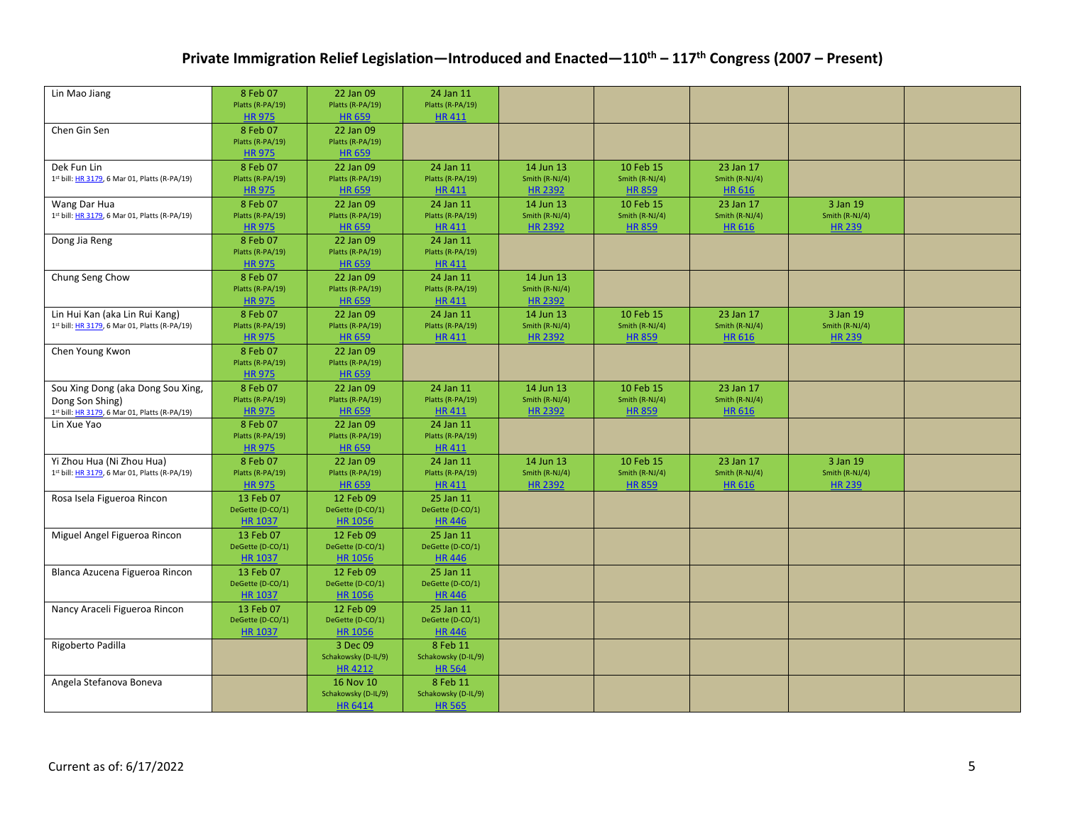## Private Immigration Relief Legislation—Introduced and Enacted—110th – 117th Congress (2007 – Present)

| | | | | | | | | |
|---|---|---|---|---|---|---|---|---|
| Lin Mao Jiang | 8 Feb 07 Platts (R-PA/19) HR 975 | 22 Jan 09 Platts (R-PA/19) HR 659 | 24 Jan 11 Platts (R-PA/19) HR 411 | | | | | |
| Chen Gin Sen | 8 Feb 07 Platts (R-PA/19) HR 975 | 22 Jan 09 Platts (R-PA/19) HR 659 | | | | | | |
| Dek Fun Lin 1st bill: HR 3179, 6 Mar 01, Platts (R-PA/19) | 8 Feb 07 Platts (R-PA/19) HR 975 | 22 Jan 09 Platts (R-PA/19) HR 659 | 24 Jan 11 Platts (R-PA/19) HR 411 | 14 Jun 13 Smith (R-NJ/4) HR 2392 | 10 Feb 15 Smith (R-NJ/4) HR 859 | 23 Jan 17 Smith (R-NJ/4) HR 616 | | |
| Wang Dar Hua 1st bill: HR 3179, 6 Mar 01, Platts (R-PA/19) | 8 Feb 07 Platts (R-PA/19) HR 975 | 22 Jan 09 Platts (R-PA/19) HR 659 | 24 Jan 11 Platts (R-PA/19) HR 411 | 14 Jun 13 Smith (R-NJ/4) HR 2392 | 10 Feb 15 Smith (R-NJ/4) HR 859 | 23 Jan 17 Smith (R-NJ/4) HR 616 | 3 Jan 19 Smith (R-NJ/4) HR 239 | |
| Dong Jia Reng | 8 Feb 07 Platts (R-PA/19) HR 975 | 22 Jan 09 Platts (R-PA/19) HR 659 | 24 Jan 11 Platts (R-PA/19) HR 411 | | | | | |
| Chung Seng Chow | 8 Feb 07 Platts (R-PA/19) HR 975 | 22 Jan 09 Platts (R-PA/19) HR 659 | 24 Jan 11 Platts (R-PA/19) HR 411 | 14 Jun 13 Smith (R-NJ/4) HR 2392 | | | | |
| Lin Hui Kan (aka Lin Rui Kang) 1st bill: HR 3179, 6 Mar 01, Platts (R-PA/19) | 8 Feb 07 Platts (R-PA/19) HR 975 | 22 Jan 09 Platts (R-PA/19) HR 659 | 24 Jan 11 Platts (R-PA/19) HR 411 | 14 Jun 13 Smith (R-NJ/4) HR 2392 | 10 Feb 15 Smith (R-NJ/4) HR 859 | 23 Jan 17 Smith (R-NJ/4) HR 616 | 3 Jan 19 Smith (R-NJ/4) HR 239 | |
| Chen Young Kwon | 8 Feb 07 Platts (R-PA/19) HR 975 | 22 Jan 09 Platts (R-PA/19) HR 659 | | | | | | |
| Sou Xing Dong (aka Dong Sou Xing, Dong Son Shing) 1st bill: HR 3179, 6 Mar 01, Platts (R-PA/19) | 8 Feb 07 Platts (R-PA/19) HR 975 | 22 Jan 09 Platts (R-PA/19) HR 659 | 24 Jan 11 Platts (R-PA/19) HR 411 | 14 Jun 13 Smith (R-NJ/4) HR 2392 | 10 Feb 15 Smith (R-NJ/4) HR 859 | 23 Jan 17 Smith (R-NJ/4) HR 616 | | |
| Lin Xue Yao | 8 Feb 07 Platts (R-PA/19) HR 975 | 22 Jan 09 Platts (R-PA/19) HR 659 | 24 Jan 11 Platts (R-PA/19) HR 411 | | | | | |
| Yi Zhou Hua (Ni Zhou Hua) 1st bill: HR 3179, 6 Mar 01, Platts (R-PA/19) | 8 Feb 07 Platts (R-PA/19) HR 975 | 22 Jan 09 Platts (R-PA/19) HR 659 | 24 Jan 11 Platts (R-PA/19) HR 411 | 14 Jun 13 Smith (R-NJ/4) HR 2392 | 10 Feb 15 Smith (R-NJ/4) HR 859 | 23 Jan 17 Smith (R-NJ/4) HR 616 | 3 Jan 19 Smith (R-NJ/4) HR 239 | |
| Rosa Isela Figueroa Rincon | 13 Feb 07 DeGette (D-CO/1) HR 1037 | 12 Feb 09 DeGette (D-CO/1) HR 1056 | 25 Jan 11 DeGette (D-CO/1) HR 446 | | | | | |
| Miguel Angel Figueroa Rincon | 13 Feb 07 DeGette (D-CO/1) HR 1037 | 12 Feb 09 DeGette (D-CO/1) HR 1056 | 25 Jan 11 DeGette (D-CO/1) HR 446 | | | | | |
| Blanca Azucena Figueroa Rincon | 13 Feb 07 DeGette (D-CO/1) HR 1037 | 12 Feb 09 DeGette (D-CO/1) HR 1056 | 25 Jan 11 DeGette (D-CO/1) HR 446 | | | | | |
| Nancy Araceli Figueroa Rincon | 13 Feb 07 DeGette (D-CO/1) HR 1037 | 12 Feb 09 DeGette (D-CO/1) HR 1056 | 25 Jan 11 DeGette (D-CO/1) HR 446 | | | | | |
| Rigoberto Padilla | | 3 Dec 09 Schakowsky (D-IL/9) HR 4212 | 8 Feb 11 Schakowsky (D-IL/9) HR 564 | | | | | |
| Angela Stefanova Boneva | | 16 Nov 10 Schakowsky (D-IL/9) HR 6414 | 8 Feb 11 Schakowsky (D-IL/9) HR 565 | | | | | |

Current as of: 6/17/2022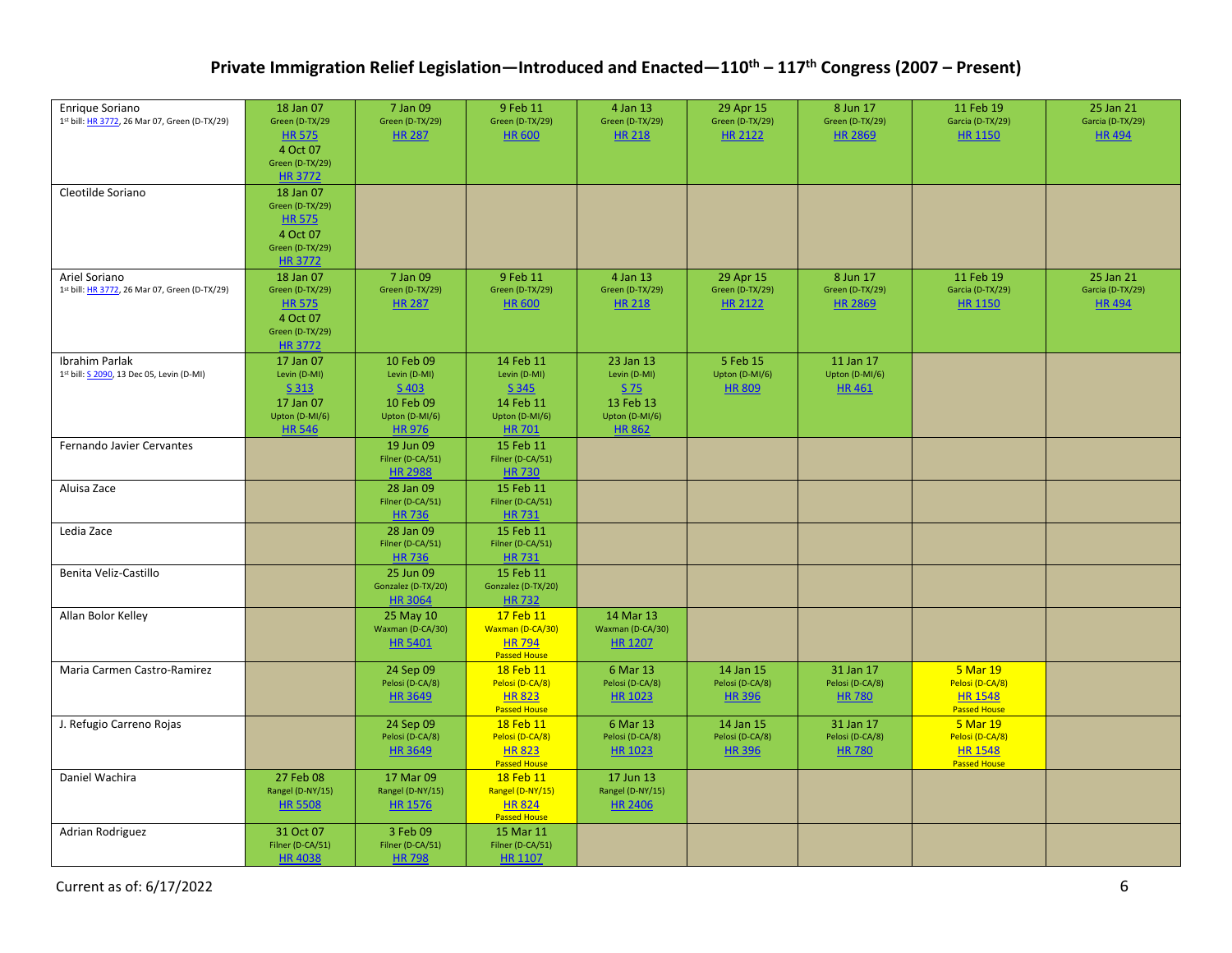## Private Immigration Relief Legislation—Introduced and Enacted—110th – 117th Congress (2007 – Present)

| | | | | | | | | |
|---|---|---|---|---|---|---|---|---|
| Enrique Soriano<br>1st bill: HR 3772, 26 Mar 07, Green (D-TX/29) | 18 Jan 07<br>Green (D-TX/29<br>HR 575<br>4 Oct 07<br>Green (D-TX/29)<br>HR 3772 | 7 Jan 09<br>Green (D-TX/29)<br>HR 287 | 9 Feb 11<br>Green (D-TX/29)<br>HR 600 | 4 Jan 13<br>Green (D-TX/29)<br>HR 218 | 29 Apr 15<br>Green (D-TX/29)<br>HR 2122 | 8 Jun 17<br>Green (D-TX/29)<br>HR 2869 | 11 Feb 19<br>Garcia (D-TX/29)<br>HR 1150 | 25 Jan 21<br>Garcia (D-TX/29)<br>HR 494 |
| Cleotilde Soriano | 18 Jan 07<br>Green (D-TX/29)<br>HR 575<br>4 Oct 07<br>Green (D-TX/29)<br>HR 3772 | | | | | | | |
| Ariel Soriano<br>1st bill: HR 3772, 26 Mar 07, Green (D-TX/29) | 18 Jan 07<br>Green (D-TX/29)<br>HR 575<br>4 Oct 07<br>Green (D-TX/29)<br>HR 3772 | 7 Jan 09<br>Green (D-TX/29)<br>HR 287 | 9 Feb 11<br>Green (D-TX/29)<br>HR 600 | 4 Jan 13<br>Green (D-TX/29)<br>HR 218 | 29 Apr 15<br>Green (D-TX/29)<br>HR 2122 | 8 Jun 17<br>Green (D-TX/29)<br>HR 2869 | 11 Feb 19<br>Garcia (D-TX/29)<br>HR 1150 | 25 Jan 21<br>Garcia (D-TX/29)<br>HR 494 |
| Ibrahim Parlak<br>1st bill: S 2090, 13 Dec 05, Levin (D-MI) | 17 Jan 07<br>Levin (D-MI)<br>S 313<br>17 Jan 07<br>Upton (D-MI/6)<br>HR 546 | 10 Feb 09<br>Levin (D-MI)<br>S 403<br>10 Feb 09<br>Upton (D-MI/6)<br>HR 976 | 14 Feb 11<br>Levin (D-MI)<br>S 345<br>14 Feb 11<br>Upton (D-MI/6)<br>HR 701 | 23 Jan 13<br>Levin (D-MI)<br>S 75<br>13 Feb 13<br>Upton (D-MI/6)<br>HR 862 | 5 Feb 15<br>Upton (D-MI/6)<br>HR 809 | 11 Jan 17<br>Upton (D-MI/6)<br>HR 461 | | |
| Fernando Javier Cervantes | | 19 Jun 09<br>Filner (D-CA/51)<br>HR 2988 | 15 Feb 11<br>Filner (D-CA/51)<br>HR 730 | | | | | |
| Aluisa Zace | | 28 Jan 09<br>Filner (D-CA/51)<br>HR 736 | 15 Feb 11<br>Filner (D-CA/51)<br>HR 731 | | | | | |
| Ledia Zace | | 28 Jan 09<br>Filner (D-CA/51)<br>HR 736 | 15 Feb 11<br>Filner (D-CA/51)<br>HR 731 | | | | | |
| Benita Veliz-Castillo | | 25 Jun 09<br>Gonzalez (D-TX/20)<br>HR 3064 | 15 Feb 11<br>Gonzalez (D-TX/20)<br>HR 732 | | | | | |
| Allan Bolor Kelley | | 25 May 10<br>Waxman (D-CA/30)<br>HR 5401 | 17 Feb 11<br>Waxman (D-CA/30)<br>HR 794<br>Passed House | 14 Mar 13<br>Waxman (D-CA/30)<br>HR 1207 | | | | |
| Maria Carmen Castro-Ramirez | | 24 Sep 09<br>Pelosi (D-CA/8)<br>HR 3649 | 18 Feb 11<br>Pelosi (D-CA/8)<br>HR 823<br>Passed House | 6 Mar 13<br>Pelosi (D-CA/8)<br>HR 1023 | 14 Jan 15<br>Pelosi (D-CA/8)<br>HR 396 | 31 Jan 17<br>Pelosi (D-CA/8)<br>HR 780 | 5 Mar 19<br>Pelosi (D-CA/8)<br>HR 1548<br>Passed House | |
| J. Refugio Carreno Rojas | | 24 Sep 09<br>Pelosi (D-CA/8)<br>HR 3649 | 18 Feb 11<br>Pelosi (D-CA/8)<br>HR 823<br>Passed House | 6 Mar 13<br>Pelosi (D-CA/8)<br>HR 1023 | 14 Jan 15<br>Pelosi (D-CA/8)<br>HR 396 | 31 Jan 17<br>Pelosi (D-CA/8)<br>HR 780 | 5 Mar 19<br>Pelosi (D-CA/8)<br>HR 1548<br>Passed House | |
| Daniel Wachira | 27 Feb 08<br>Rangel (D-NY/15)<br>HR 5508 | 17 Mar 09<br>Rangel (D-NY/15)<br>HR 1576 | 18 Feb 11<br>Rangel (D-NY/15)<br>HR 824<br>Passed House | 17 Jun 13<br>Rangel (D-NY/15)<br>HR 2406 | | | | |
| Adrian Rodriguez | 31 Oct 07<br>Filner (D-CA/51)<br>HR 4038 | 3 Feb 09<br>Filner (D-CA/51)<br>HR 798 | 15 Mar 11<br>Filner (D-CA/51)<br>HR 1107 | | | | | |

Current as of: 6/17/2022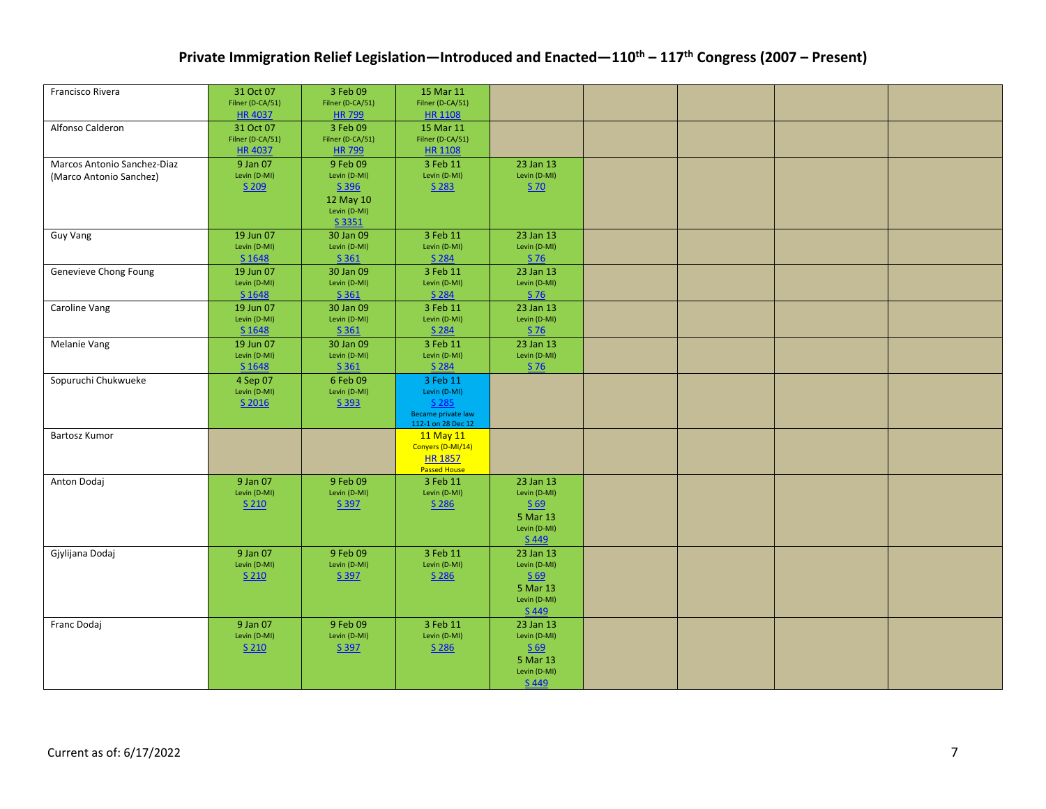# Private Immigration Relief Legislation—Introduced and Enacted—110th – 117th Congress (2007 – Present)

| | | | | | | | | |
|---|---|---|---|---|---|---|---|---|
| Francisco Rivera | 31 Oct 07 Filner (D-CA/51) HR 4037 | 3 Feb 09 Filner (D-CA/51) HR 799 | 15 Mar 11 Filner (D-CA/51) HR 1108 | | | | | |
| Alfonso Calderon | 31 Oct 07 Filner (D-CA/51) HR 4037 | 3 Feb 09 Filner (D-CA/51) HR 799 | 15 Mar 11 Filner (D-CA/51) HR 1108 | | | | | |
| Marcos Antonio Sanchez-Diaz (Marco Antonio Sanchez) | 9 Jan 07 Levin (D-MI) S 209 | 9 Feb 09 Levin (D-MI) S 396 12 May 10 Levin (D-MI) S 3351 | 3 Feb 11 Levin (D-MI) S 283 | 23 Jan 13 Levin (D-MI) S 70 | | | | |
| Guy Vang | 19 Jun 07 Levin (D-MI) S 1648 | 30 Jan 09 Levin (D-MI) S 361 | 3 Feb 11 Levin (D-MI) S 284 | 23 Jan 13 Levin (D-MI) S 76 | | | | |
| Genevieve Chong Foung | 19 Jun 07 Levin (D-MI) S 1648 | 30 Jan 09 Levin (D-MI) S 361 | 3 Feb 11 Levin (D-MI) S 284 | 23 Jan 13 Levin (D-MI) S 76 | | | | |
| Caroline Vang | 19 Jun 07 Levin (D-MI) S 1648 | 30 Jan 09 Levin (D-MI) S 361 | 3 Feb 11 Levin (D-MI) S 284 | 23 Jan 13 Levin (D-MI) S 76 | | | | |
| Melanie Vang | 19 Jun 07 Levin (D-MI) S 1648 | 30 Jan 09 Levin (D-MI) S 361 | 3 Feb 11 Levin (D-MI) S 284 | 23 Jan 13 Levin (D-MI) S 76 | | | | |
| Sopuruchi Chukwueke | 4 Sep 07 Levin (D-MI) S 2016 | 6 Feb 09 Levin (D-MI) S 393 | 3 Feb 11 Levin (D-MI) S 285 Became private law 112-1 on 28 Dec 12 | | | | | |
| Bartosz Kumor | | | 11 May 11 Conyers (D-MI/14) HR 1857 Passed House | | | | | |
| Anton Dodaj | 9 Jan 07 Levin (D-MI) S 210 | 9 Feb 09 Levin (D-MI) S 397 | 3 Feb 11 Levin (D-MI) S 286 | 23 Jan 13 Levin (D-MI) S 69 5 Mar 13 Levin (D-MI) S 449 | | | | |
| Gjylijana Dodaj | 9 Jan 07 Levin (D-MI) S 210 | 9 Feb 09 Levin (D-MI) S 397 | 3 Feb 11 Levin (D-MI) S 286 | 23 Jan 13 Levin (D-MI) S 69 5 Mar 13 Levin (D-MI) S 449 | | | | |
| Franc Dodaj | 9 Jan 07 Levin (D-MI) S 210 | 9 Feb 09 Levin (D-MI) S 397 | 3 Feb 11 Levin (D-MI) S 286 | 23 Jan 13 Levin (D-MI) S 69 5 Mar 13 Levin (D-MI) S 449 | | | | |

Current as of: 6/17/2022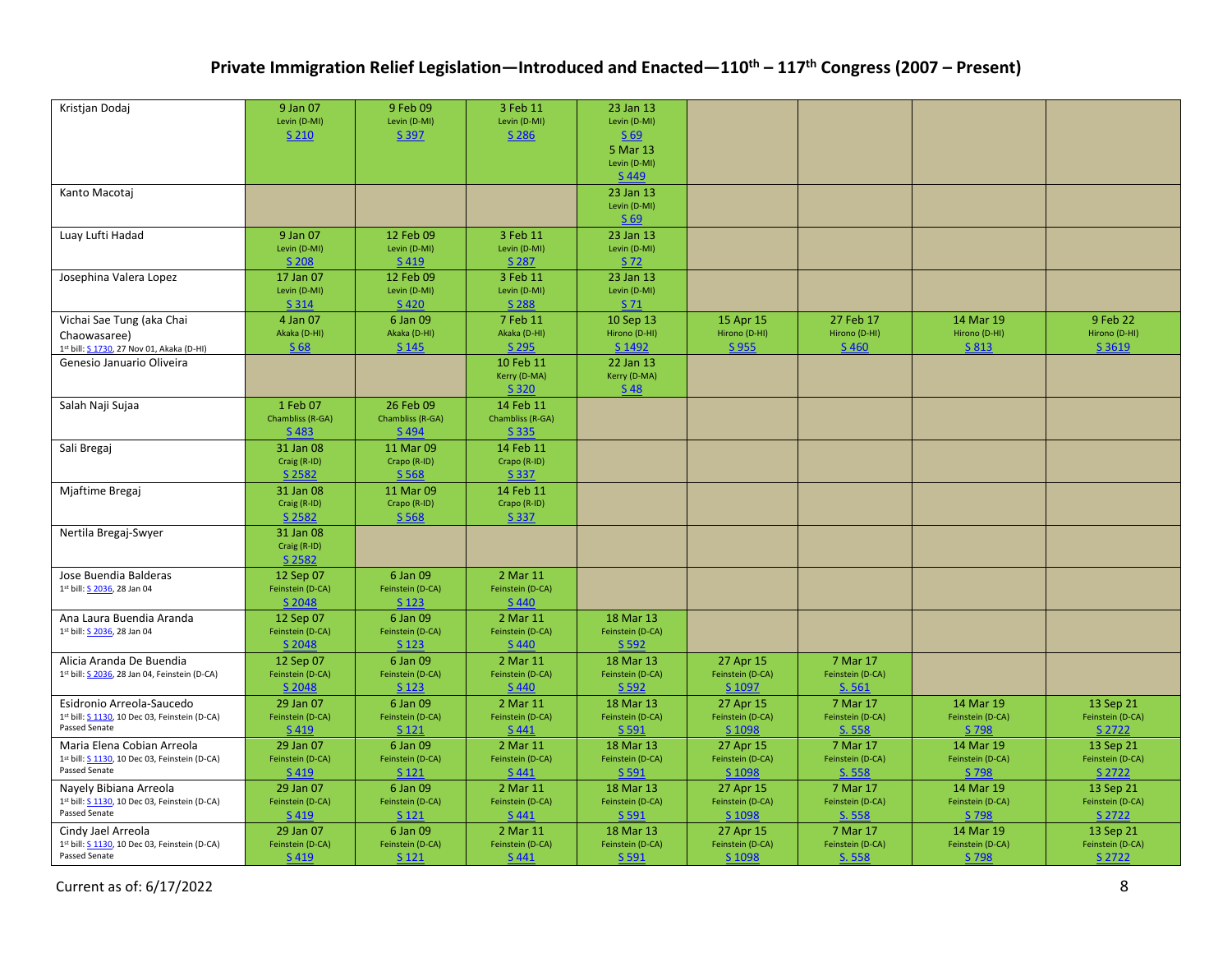# Private Immigration Relief Legislation—Introduced and Enacted—110th – 117th Congress (2007 – Present)

| | | | | | | | | |
|---|---|---|---|---|---|---|---|---|
| Kristjan Dodaj | 9 Jan 07 Levin (D-MI) S 210 | 9 Feb 09 Levin (D-MI) S 397 | 3 Feb 11 Levin (D-MI) S 286 | 23 Jan 13 Levin (D-MI) S 69 5 Mar 13 Levin (D-MI) S 449 | | | | |
| Kanto Macotaj | | | | 23 Jan 13 Levin (D-MI) S 69 | | | | |
| Luay Lufti Hadad | 9 Jan 07 Levin (D-MI) S 208 | 12 Feb 09 Levin (D-MI) S 419 | 3 Feb 11 Levin (D-MI) S 287 | 23 Jan 13 Levin (D-MI) S 72 | | | | |
| Josephina Valera Lopez | 17 Jan 07 Levin (D-MI) S 314 | 12 Feb 09 Levin (D-MI) S 420 | 3 Feb 11 Levin (D-MI) S 288 | 23 Jan 13 Levin (D-MI) S 71 | | | | |
| Vichai Sae Tung (aka Chai Chaowasaree) 1st bill: S 1730, 27 Nov 01, Akaka (D-HI) | 4 Jan 07 Akaka (D-HI) S 68 | 6 Jan 09 Akaka (D-HI) S 145 | 7 Feb 11 Akaka (D-HI) S 295 | 10 Sep 13 Hirono (D-HI) S 1492 | 15 Apr 15 Hirono (D-HI) S 955 | 27 Feb 17 Hirono (D-HI) S 460 | 14 Mar 19 Hirono (D-HI) S 813 | 9 Feb 22 Hirono (D-HI) S 3619 |
| Genesio Januario Oliveira | | | 10 Feb 11 Kerry (D-MA) S 320 | 22 Jan 13 Kerry (D-MA) S 48 | | | | |
| Salah Naji Sujaa | 1 Feb 07 Chambliss (R-GA) S 483 | 26 Feb 09 Chambliss (R-GA) S 494 | 14 Feb 11 Chambliss (R-GA) S 335 | | | | | |
| Sali Bregaj | 31 Jan 08 Craig (R-ID) S 2582 | 11 Mar 09 Crapo (R-ID) S 568 | 14 Feb 11 Crapo (R-ID) S 337 | | | | | |
| Mjaftime Bregaj | 31 Jan 08 Craig (R-ID) S 2582 | 11 Mar 09 Crapo (R-ID) S 568 | 14 Feb 11 Crapo (R-ID) S 337 | | | | | |
| Nertila Bregaj-Swyer | 31 Jan 08 Craig (R-ID) S 2582 | | | | | | | |
| Jose Buendia Balderas 1st bill: S 2036, 28 Jan 04 | 12 Sep 07 Feinstein (D-CA) S 2048 | 6 Jan 09 Feinstein (D-CA) S 123 | 2 Mar 11 Feinstein (D-CA) S 440 | | | | | |
| Ana Laura Buendia Aranda 1st bill: S 2036, 28 Jan 04 | 12 Sep 07 Feinstein (D-CA) S 2048 | 6 Jan 09 Feinstein (D-CA) S 123 | 2 Mar 11 Feinstein (D-CA) S 440 | 18 Mar 13 Feinstein (D-CA) S 592 | | | | |
| Alicia Aranda De Buendia 1st bill: S 2036, 28 Jan 04, Feinstein (D-CA) | 12 Sep 07 Feinstein (D-CA) S 2048 | 6 Jan 09 Feinstein (D-CA) S 123 | 2 Mar 11 Feinstein (D-CA) S 440 | 18 Mar 13 Feinstein (D-CA) S 592 | 27 Apr 15 Feinstein (D-CA) S 1097 | 7 Mar 17 Feinstein (D-CA) S. 561 | | |
| Esidronio Arreola-Saucedo 1st bill: S 1130, 10 Dec 03, Feinstein (D-CA) Passed Senate | 29 Jan 07 Feinstein (D-CA) S 419 | 6 Jan 09 Feinstein (D-CA) S 121 | 2 Mar 11 Feinstein (D-CA) S 441 | 18 Mar 13 Feinstein (D-CA) S 591 | 27 Apr 15 Feinstein (D-CA) S 1098 | 7 Mar 17 Feinstein (D-CA) S. 558 | 14 Mar 19 Feinstein (D-CA) S 798 | 13 Sep 21 Feinstein (D-CA) S 2722 |
| Maria Elena Cobian Arreola 1st bill: S 1130, 10 Dec 03, Feinstein (D-CA) Passed Senate | 29 Jan 07 Feinstein (D-CA) S 419 | 6 Jan 09 Feinstein (D-CA) S 121 | 2 Mar 11 Feinstein (D-CA) S 441 | 18 Mar 13 Feinstein (D-CA) S 591 | 27 Apr 15 Feinstein (D-CA) S 1098 | 7 Mar 17 Feinstein (D-CA) S. 558 | 14 Mar 19 Feinstein (D-CA) S 798 | 13 Sep 21 Feinstein (D-CA) S 2722 |
| Nayely Bibiana Arreola 1st bill: S 1130, 10 Dec 03, Feinstein (D-CA) Passed Senate | 29 Jan 07 Feinstein (D-CA) S 419 | 6 Jan 09 Feinstein (D-CA) S 121 | 2 Mar 11 Feinstein (D-CA) S 441 | 18 Mar 13 Feinstein (D-CA) S 591 | 27 Apr 15 Feinstein (D-CA) S 1098 | 7 Mar 17 Feinstein (D-CA) S. 558 | 14 Mar 19 Feinstein (D-CA) S 798 | 13 Sep 21 Feinstein (D-CA) S 2722 |
| Cindy Jael Arreola 1st bill: S 1130, 10 Dec 03, Feinstein (D-CA) Passed Senate | 29 Jan 07 Feinstein (D-CA) S 419 | 6 Jan 09 Feinstein (D-CA) S 121 | 2 Mar 11 Feinstein (D-CA) S 441 | 18 Mar 13 Feinstein (D-CA) S 591 | 27 Apr 15 Feinstein (D-CA) S 1098 | 7 Mar 17 Feinstein (D-CA) S. 558 | 14 Mar 19 Feinstein (D-CA) S 798 | 13 Sep 21 Feinstein (D-CA) S 2722 |

Current as of: 6/17/2022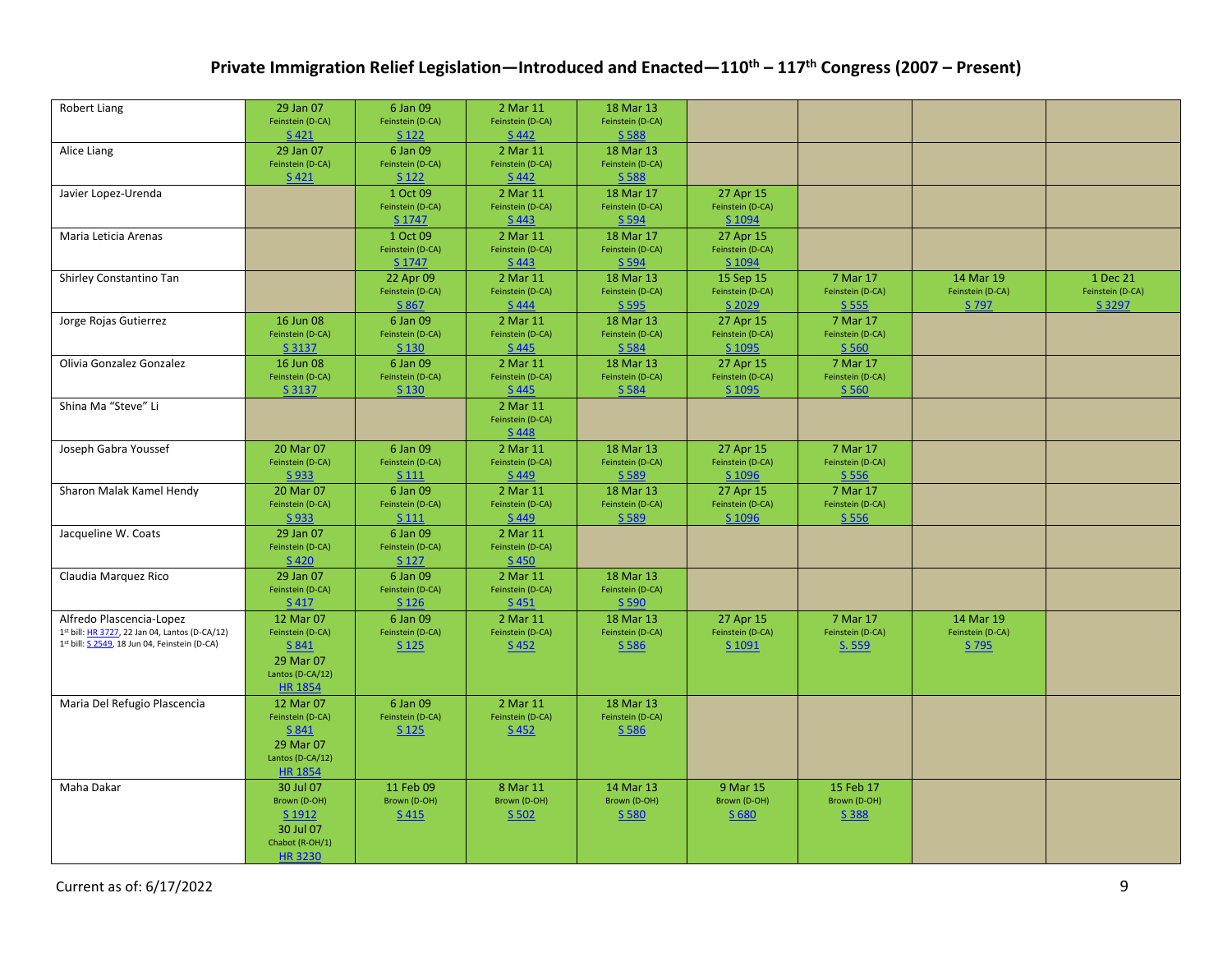## Private Immigration Relief Legislation—Introduced and Enacted—110th – 117th Congress (2007 – Present)

| | | | | | | | | |
|---|---|---|---|---|---|---|---|---|
| Robert Liang | 29 Jan 07 Feinstein (D-CA) S 421 | 6 Jan 09 Feinstein (D-CA) S 122 | 2 Mar 11 Feinstein (D-CA) S 442 | 18 Mar 13 Feinstein (D-CA) S 588 | | | | |
| Alice Liang | 29 Jan 07 Feinstein (D-CA) S 421 | 6 Jan 09 Feinstein (D-CA) S 122 | 2 Mar 11 Feinstein (D-CA) S 442 | 18 Mar 13 Feinstein (D-CA) S 588 | | | | |
| Javier Lopez-Urenda | | 1 Oct 09 Feinstein (D-CA) S 1747 | 2 Mar 11 Feinstein (D-CA) S 443 | 18 Mar 17 Feinstein (D-CA) S 594 | 27 Apr 15 Feinstein (D-CA) S 1094 | | | |
| Maria Leticia Arenas | | 1 Oct 09 Feinstein (D-CA) S 1747 | 2 Mar 11 Feinstein (D-CA) S 443 | 18 Mar 17 Feinstein (D-CA) S 594 | 27 Apr 15 Feinstein (D-CA) S 1094 | | | |
| Shirley Constantino Tan | | 22 Apr 09 Feinstein (D-CA) S 867 | 2 Mar 11 Feinstein (D-CA) S 444 | 18 Mar 13 Feinstein (D-CA) S 595 | 15 Sep 15 Feinstein (D-CA) S 2029 | 7 Mar 17 Feinstein (D-CA) S 555 | 14 Mar 19 Feinstein (D-CA) S 797 | 1 Dec 21 Feinstein (D-CA) S 3297 |
| Jorge Rojas Gutierrez | 16 Jun 08 Feinstein (D-CA) S 3137 | 6 Jan 09 Feinstein (D-CA) S 130 | 2 Mar 11 Feinstein (D-CA) S 445 | 18 Mar 13 Feinstein (D-CA) S 584 | 27 Apr 15 Feinstein (D-CA) S 1095 | 7 Mar 17 Feinstein (D-CA) S 560 | | |
| Olivia Gonzalez Gonzalez | 16 Jun 08 Feinstein (D-CA) S 3137 | 6 Jan 09 Feinstein (D-CA) S 130 | 2 Mar 11 Feinstein (D-CA) S 445 | 18 Mar 13 Feinstein (D-CA) S 584 | 27 Apr 15 Feinstein (D-CA) S 1095 | 7 Mar 17 Feinstein (D-CA) S 560 | | |
| Shina Ma "Steve" Li | | | 2 Mar 11 Feinstein (D-CA) S 448 | | | | | |
| Joseph Gabra Youssef | 20 Mar 07 Feinstein (D-CA) S 933 | 6 Jan 09 Feinstein (D-CA) S 111 | 2 Mar 11 Feinstein (D-CA) S 449 | 18 Mar 13 Feinstein (D-CA) S 589 | 27 Apr 15 Feinstein (D-CA) S 1096 | 7 Mar 17 Feinstein (D-CA) S 556 | | |
| Sharon Malak Kamel Hendy | 20 Mar 07 Feinstein (D-CA) S 933 | 6 Jan 09 Feinstein (D-CA) S 111 | 2 Mar 11 Feinstein (D-CA) S 449 | 18 Mar 13 Feinstein (D-CA) S 589 | 27 Apr 15 Feinstein (D-CA) S 1096 | 7 Mar 17 Feinstein (D-CA) S 556 | | |
| Jacqueline W. Coats | 29 Jan 07 Feinstein (D-CA) S 420 | 6 Jan 09 Feinstein (D-CA) S 127 | 2 Mar 11 Feinstein (D-CA) S 450 | | | | | |
| Claudia Marquez Rico | 29 Jan 07 Feinstein (D-CA) S 417 | 6 Jan 09 Feinstein (D-CA) S 126 | 2 Mar 11 Feinstein (D-CA) S 451 | 18 Mar 13 Feinstein (D-CA) S 590 | | | | |
| Alfredo Plascencia-Lopez 1st bill: HR 3727, 22 Jan 04, Lantos (D-CA/12) 1st bill: S 2549, 18 Jun 04, Feinstein (D-CA) | 12 Mar 07 Feinstein (D-CA) S 841 29 Mar 07 Lantos (D-CA/12) HR 1854 | 6 Jan 09 Feinstein (D-CA) S 125 | 2 Mar 11 Feinstein (D-CA) S 452 | 18 Mar 13 Feinstein (D-CA) S 586 | 27 Apr 15 Feinstein (D-CA) S 1091 | 7 Mar 17 Feinstein (D-CA) S. 559 | 14 Mar 19 Feinstein (D-CA) S 795 | |
| Maria Del Refugio Plascencia | 12 Mar 07 Feinstein (D-CA) S 841 29 Mar 07 Lantos (D-CA/12) HR 1854 | 6 Jan 09 Feinstein (D-CA) S 125 | 2 Mar 11 Feinstein (D-CA) S 452 | 18 Mar 13 Feinstein (D-CA) S 586 | | | | |
| Maha Dakar | 30 Jul 07 Brown (D-OH) S 1912 30 Jul 07 Chabot (R-OH/1) HR 3230 | 11 Feb 09 Brown (D-OH) S 415 | 8 Mar 11 Brown (D-OH) S 502 | 14 Mar 13 Brown (D-OH) S 580 | 9 Mar 15 Brown (D-OH) S 680 | 15 Feb 17 Brown (D-OH) S 388 | | |

Current as of: 6/17/2022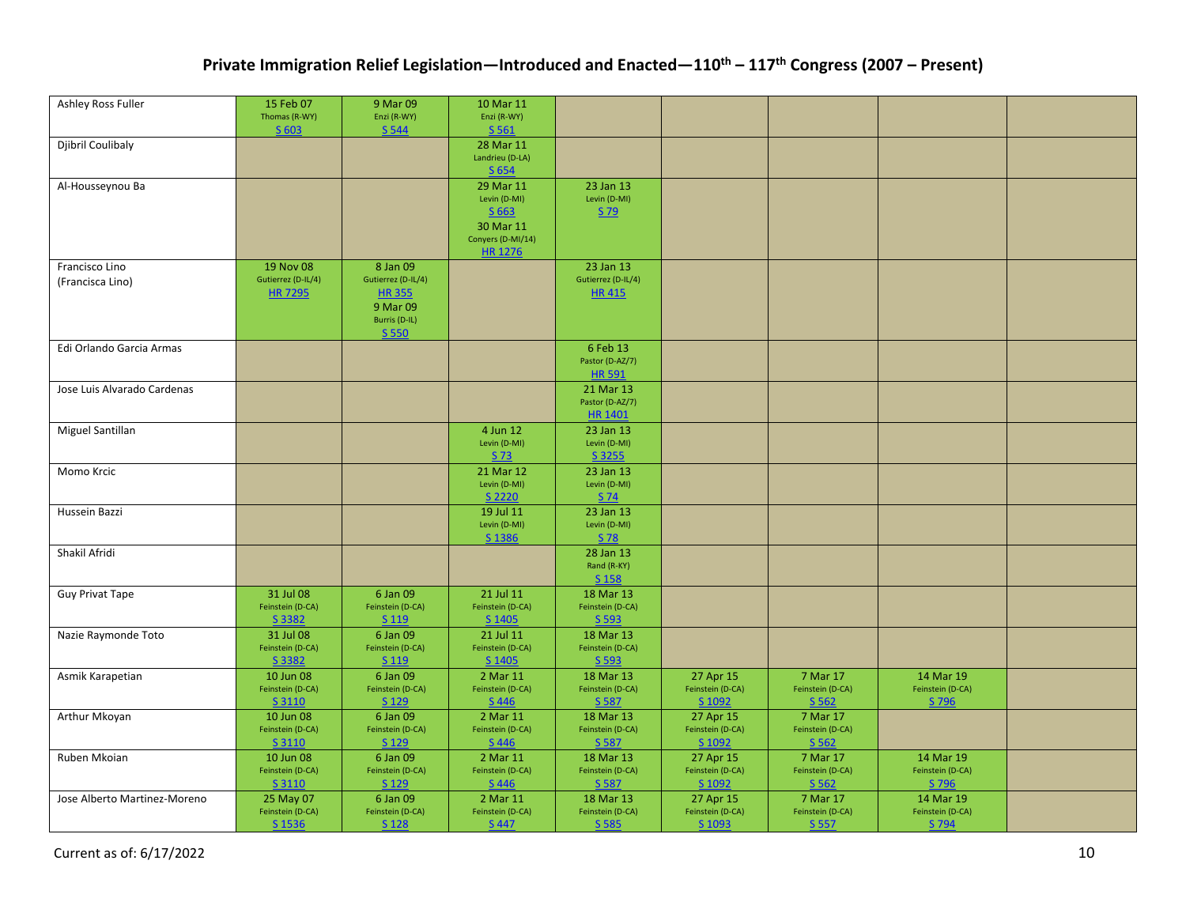## Private Immigration Relief Legislation—Introduced and Enacted—110th – 117th Congress (2007 – Present)

| | | | | | | | | |
|---|---|---|---|---|---|---|---|---|
| Ashley Ross Fuller | 15 Feb 07 Thomas (R-WY) S 603 | 9 Mar 09 Enzi (R-WY) S 544 | 10 Mar 11 Enzi (R-WY) S 561 | | | | | |
| Djibril Coulibaly | | | 28 Mar 11 Landrieu (D-LA) S 654 | | | | | |
| Al-Housseynou Ba | | | 29 Mar 11 Levin (D-MI) S 663 30 Mar 11 Conyers (D-MI/14) HR 1276 | 23 Jan 13 Levin (D-MI) S 79 | | | | |
| Francisco Lino (Francisca Lino) | 19 Nov 08 Gutierrez (D-IL/4) HR 7295 | 8 Jan 09 Gutierrez (D-IL/4) HR 355 9 Mar 09 Burris (D-IL) S 550 | | 23 Jan 13 Gutierrez (D-IL/4) HR 415 | | | | |
| Edi Orlando Garcia Armas | | | | 6 Feb 13 Pastor (D-AZ/7) HR 591 | | | | |
| Jose Luis Alvarado Cardenas | | | | 21 Mar 13 Pastor (D-AZ/7) HR 1401 | | | | |
| Miguel Santillan | | | 4 Jun 12 Levin (D-MI) S 73 | 23 Jan 13 Levin (D-MI) S 3255 | | | | |
| Momo Krcic | | | 21 Mar 12 Levin (D-MI) S 2220 | 23 Jan 13 Levin (D-MI) S 74 | | | | |
| Hussein Bazzi | | | 19 Jul 11 Levin (D-MI) S 1386 | 23 Jan 13 Levin (D-MI) S 78 | | | | |
| Shakil Afridi | | | | 28 Jan 13 Rand (R-KY) S 158 | | | | |
| Guy Privat Tape | 31 Jul 08 Feinstein (D-CA) S 3382 | 6 Jan 09 Feinstein (D-CA) S 119 | 21 Jul 11 Feinstein (D-CA) S 1405 | 18 Mar 13 Feinstein (D-CA) S 593 | | | | |
| Nazie Raymonde Toto | 31 Jul 08 Feinstein (D-CA) S 3382 | 6 Jan 09 Feinstein (D-CA) S 119 | 21 Jul 11 Feinstein (D-CA) S 1405 | 18 Mar 13 Feinstein (D-CA) S 593 | | | | |
| Asmik Karapetian | 10 Jun 08 Feinstein (D-CA) S 3110 | 6 Jan 09 Feinstein (D-CA) S 129 | 2 Mar 11 Feinstein (D-CA) S 446 | 18 Mar 13 Feinstein (D-CA) S 587 | 27 Apr 15 Feinstein (D-CA) S 1092 | 7 Mar 17 Feinstein (D-CA) S 562 | 14 Mar 19 Feinstein (D-CA) S 796 | |
| Arthur Mkoyan | 10 Jun 08 Feinstein (D-CA) S 3110 | 6 Jan 09 Feinstein (D-CA) S 129 | 2 Mar 11 Feinstein (D-CA) S 446 | 18 Mar 13 Feinstein (D-CA) S 587 | 27 Apr 15 Feinstein (D-CA) S 1092 | 7 Mar 17 Feinstein (D-CA) S 562 | | |
| Ruben Mkoian | 10 Jun 08 Feinstein (D-CA) S 3110 | 6 Jan 09 Feinstein (D-CA) S 129 | 2 Mar 11 Feinstein (D-CA) S 446 | 18 Mar 13 Feinstein (D-CA) S 587 | 27 Apr 15 Feinstein (D-CA) S 1092 | 7 Mar 17 Feinstein (D-CA) S 562 | 14 Mar 19 Feinstein (D-CA) S 796 | |
| Jose Alberto Martinez-Moreno | 25 May 07 Feinstein (D-CA) S 1536 | 6 Jan 09 Feinstein (D-CA) S 128 | 2 Mar 11 Feinstein (D-CA) S 447 | 18 Mar 13 Feinstein (D-CA) S 585 | 27 Apr 15 Feinstein (D-CA) S 1093 | 7 Mar 17 Feinstein (D-CA) S 557 | 14 Mar 19 Feinstein (D-CA) S 794 | |

Current as of: 6/17/2022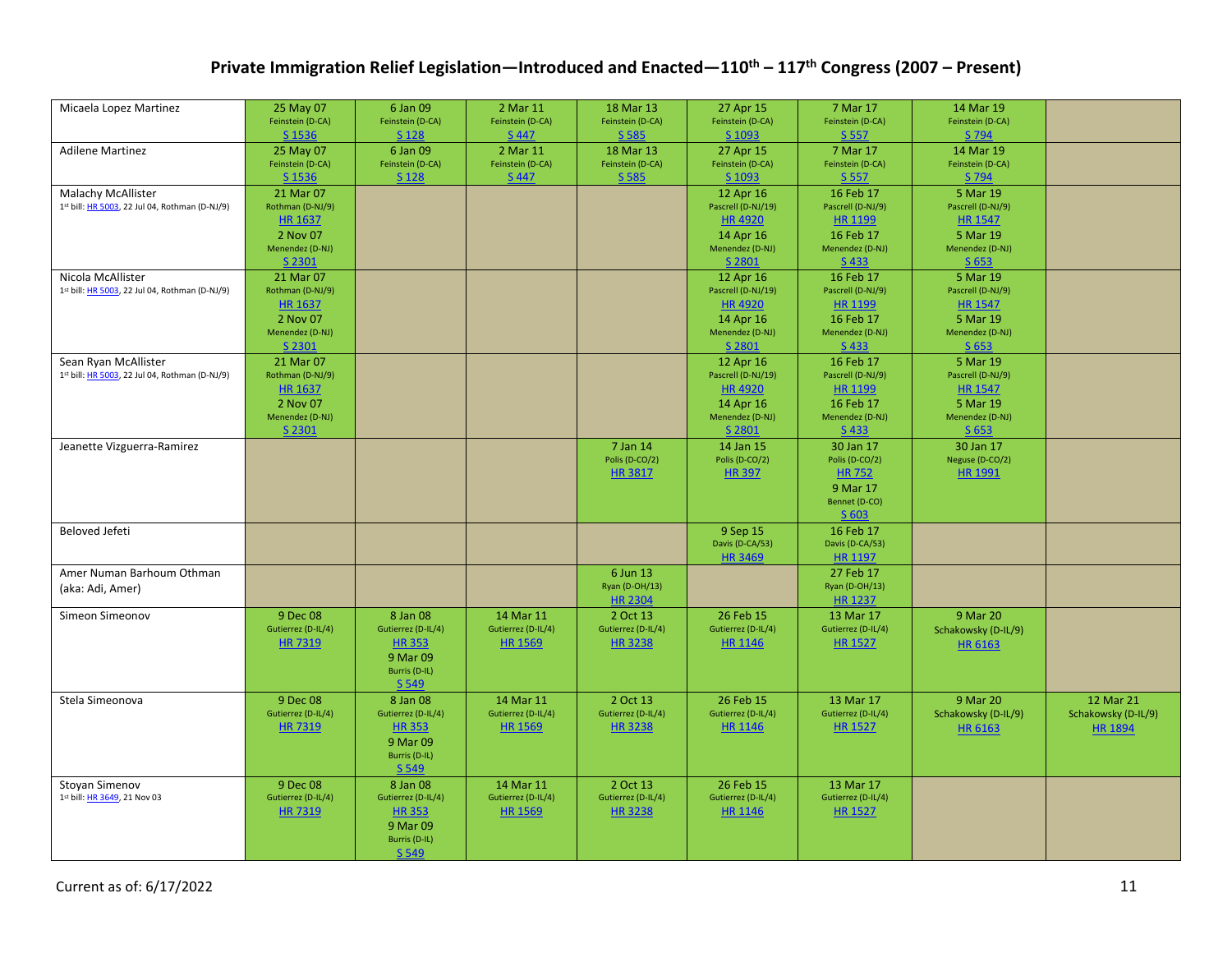# Private Immigration Relief Legislation—Introduced and Enacted—110th – 117th Congress (2007 – Present)

| | | | | | | | | |
|---|---|---|---|---|---|---|---|---|
| Micaela Lopez Martinez | 25 May 07<br>Feinstein (D-CA)<br>S 1536 | 6 Jan 09<br>Feinstein (D-CA)<br>S 128 | 2 Mar 11<br>Feinstein (D-CA)<br>S 447 | 18 Mar 13<br>Feinstein (D-CA)<br>S 585 | 27 Apr 15<br>Feinstein (D-CA)<br>S 1093 | 7 Mar 17<br>Feinstein (D-CA)<br>S 557 | 14 Mar 19<br>Feinstein (D-CA)<br>S 794 | |
| Adilene Martinez | 25 May 07<br>Feinstein (D-CA)<br>S 1536 | 6 Jan 09<br>Feinstein (D-CA)<br>S 128 | 2 Mar 11<br>Feinstein (D-CA)<br>S 447 | 18 Mar 13<br>Feinstein (D-CA)<br>S 585 | 27 Apr 15<br>Feinstein (D-CA)<br>S 1093 | 7 Mar 17<br>Feinstein (D-CA)<br>S 557 | 14 Mar 19<br>Feinstein (D-CA)<br>S 794 | |
| Malachy McAllister<br>1st bill: HR 5003, 22 Jul 04, Rothman (D-NJ/9) | 21 Mar 07<br>Rothman (D-NJ/9)<br>HR 1637<br>2 Nov 07<br>Menendez (D-NJ)<br>S 2301 | | | | 12 Apr 16<br>Pascrell (D-NJ/19)<br>HR 4920<br>14 Apr 16<br>Menendez (D-NJ)<br>S 2801 | 16 Feb 17<br>Pascrell (D-NJ/9)<br>HR 1199<br>16 Feb 17<br>Menendez (D-NJ)<br>S 433 | 5 Mar 19<br>Pascrell (D-NJ/9)<br>HR 1547<br>5 Mar 19<br>Menendez (D-NJ)<br>S 653 | |
| Nicola McAllister<br>1st bill: HR 5003, 22 Jul 04, Rothman (D-NJ/9) | 21 Mar 07<br>Rothman (D-NJ/9)<br>HR 1637<br>2 Nov 07<br>Menendez (D-NJ)<br>S 2301 | | | | 12 Apr 16<br>Pascrell (D-NJ/19)<br>HR 4920<br>14 Apr 16<br>Menendez (D-NJ)<br>S 2801 | 16 Feb 17<br>Pascrell (D-NJ/9)<br>HR 1199<br>16 Feb 17<br>Menendez (D-NJ)<br>S 433 | 5 Mar 19<br>Pascrell (D-NJ/9)<br>HR 1547<br>5 Mar 19<br>Menendez (D-NJ)<br>S 653 | |
| Sean Ryan McAllister<br>1st bill: HR 5003, 22 Jul 04, Rothman (D-NJ/9) | 21 Mar 07<br>Rothman (D-NJ/9)<br>HR 1637<br>2 Nov 07<br>Menendez (D-NJ)<br>S 2301 | | | | 12 Apr 16<br>Pascrell (D-NJ/19)<br>HR 4920<br>14 Apr 16<br>Menendez (D-NJ)<br>S 2801 | 16 Feb 17<br>Pascrell (D-NJ/9)<br>HR 1199<br>16 Feb 17<br>Menendez (D-NJ)<br>S 433 | 5 Mar 19<br>Pascrell (D-NJ/9)<br>HR 1547<br>5 Mar 19<br>Menendez (D-NJ)<br>S 653 | |
| Jeanette Vizguerra-Ramirez | | | | 7 Jan 14<br>Polis (D-CO/2)<br>HR 3817 | 14 Jan 15<br>Polis (D-CO/2)<br>HR 397 | 30 Jan 17<br>Polis (D-CO/2)<br>HR 752<br>9 Mar 17<br>Bennet (D-CO)<br>S 603 | 30 Jan 17<br>Neguse (D-CO/2)<br>HR 1991 | |
| Beloved Jefeti | | | | | 9 Sep 15<br>Davis (D-CA/53)<br>HR 3469 | 16 Feb 17<br>Davis (D-CA/53)<br>HR 1197 | | |
| Amer Numan Barhoum Othman<br>(aka: Adi, Amer) | | | | 6 Jun 13<br>Ryan (D-OH/13)<br>HR 2304 | | 27 Feb 17<br>Ryan (D-OH/13)<br>HR 1237 | | |
| Simeon Simeonov | 9 Dec 08<br>Gutierrez (D-IL/4)<br>HR 7319 | 8 Jan 08<br>Gutierrez (D-IL/4)<br>HR 353<br>9 Mar 09<br>Burris (D-IL)<br>S 549 | 14 Mar 11<br>Gutierrez (D-IL/4)<br>HR 1569 | 2 Oct 13<br>Gutierrez (D-IL/4)<br>HR 3238 | 26 Feb 15<br>Gutierrez (D-IL/4)<br>HR 1146 | 13 Mar 17<br>Gutierrez (D-IL/4)<br>HR 1527 | 9 Mar 20<br>Schakowsky (D-IL/9)<br>HR 6163 | |
| Stela Simeonova | 9 Dec 08<br>Gutierrez (D-IL/4)<br>HR 7319 | 8 Jan 08<br>Gutierrez (D-IL/4)<br>HR 353<br>9 Mar 09<br>Burris (D-IL)<br>S 549 | 14 Mar 11<br>Gutierrez (D-IL/4)<br>HR 1569 | 2 Oct 13<br>Gutierrez (D-IL/4)<br>HR 3238 | 26 Feb 15<br>Gutierrez (D-IL/4)<br>HR 1146 | 13 Mar 17<br>Gutierrez (D-IL/4)<br>HR 1527 | 9 Mar 20<br>Schakowsky (D-IL/9)<br>HR 6163 | 12 Mar 21<br>Schakowsky (D-IL/9)<br>HR 1894 |
| Stoyan Simenov<br>1st bill: HR 3649, 21 Nov 03 | 9 Dec 08<br>Gutierrez (D-IL/4)<br>HR 7319 | 8 Jan 08<br>Gutierrez (D-IL/4)<br>HR 353<br>9 Mar 09<br>Burris (D-IL)<br>S 549 | 14 Mar 11<br>Gutierrez (D-IL/4)<br>HR 1569 | 2 Oct 13<br>Gutierrez (D-IL/4)<br>HR 3238 | 26 Feb 15<br>Gutierrez (D-IL/4)<br>HR 1146 | 13 Mar 17<br>Gutierrez (D-IL/4)<br>HR 1527 | | |

Current as of: 6/17/2022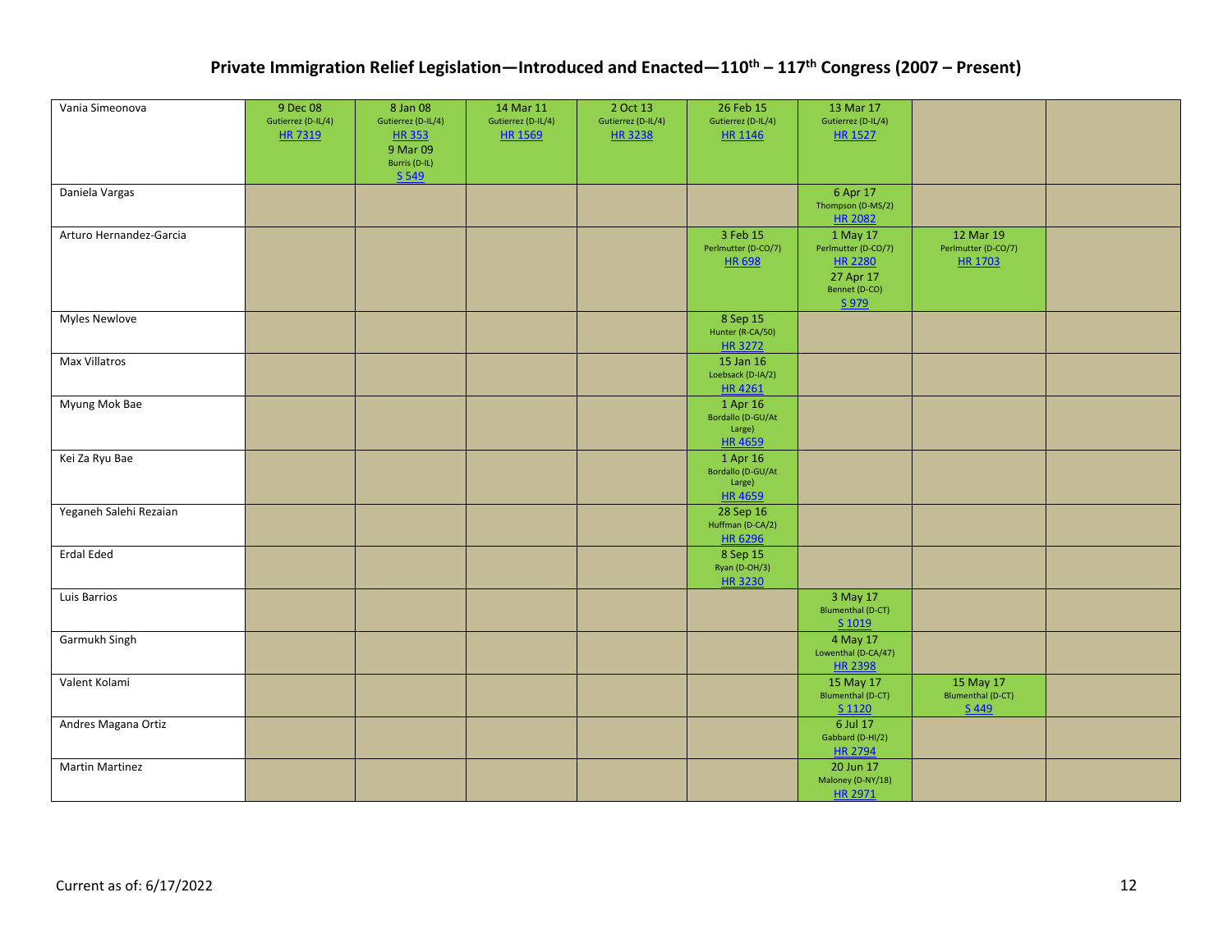## Private Immigration Relief Legislation—Introduced and Enacted—110th – 117th Congress (2007 – Present)

| | | | | | | | | |
|---|---|---|---|---|---|---|---|---|
| Vania Simeonova | 9 Dec 08 Gutierrez (D-IL/4) HR 7319 | 8 Jan 08 Gutierrez (D-IL/4) HR 353 9 Mar 09 Burris (D-IL) S 549 | 14 Mar 11 Gutierrez (D-IL/4) HR 1569 | 2 Oct 13 Gutierrez (D-IL/4) HR 3238 | 26 Feb 15 Gutierrez (D-IL/4) HR 1146 | 13 Mar 17 Gutierrez (D-IL/4) HR 1527 | | |
| Daniela Vargas | | | | | | 6 Apr 17 Thompson (D-MS/2) HR 2082 | | |
| Arturo Hernandez-Garcia | | | | | 3 Feb 15 Perlmutter (D-CO/7) HR 698 | 1 May 17 Perlmutter (D-CO/7) HR 2280 27 Apr 17 Bennet (D-CO) S 979 | 12 Mar 19 Perlmutter (D-CO/7) HR 1703 | |
| Myles Newlove | | | | | 8 Sep 15 Hunter (R-CA/50) HR 3272 | | | |
| Max Villatros | | | | | 15 Jan 16 Loebsack (D-IA/2) HR 4261 | | | |
| Myung Mok Bae | | | | | 1 Apr 16 Bordallo (D-GU/At Large) HR 4659 | | | |
| Kei Za Ryu Bae | | | | | 1 Apr 16 Bordallo (D-GU/At Large) HR 4659 | | | |
| Yeganeh Salehi Rezaian | | | | | 28 Sep 16 Huffman (D-CA/2) HR 6296 | | | |
| Erdal Eded | | | | | 8 Sep 15 Ryan (D-OH/3) HR 3230 | | | |
| Luis Barrios | | | | | | 3 May 17 Blumenthal (D-CT) S 1019 | | |
| Garmukh Singh | | | | | | 4 May 17 Lowenthal (D-CA/47) HR 2398 | | |
| Valent Kolami | | | | | | 15 May 17 Blumenthal (D-CT) S 1120 | 15 May 17 Blumenthal (D-CT) S 449 | |
| Andres Magana Ortiz | | | | | | 6 Jul 17 Gabbard (D-HI/2) HR 2794 | | |
| Martin Martinez | | | | | | 20 Jun 17 Maloney (D-NY/18) HR 2971 | | |

Current as of: 6/17/2022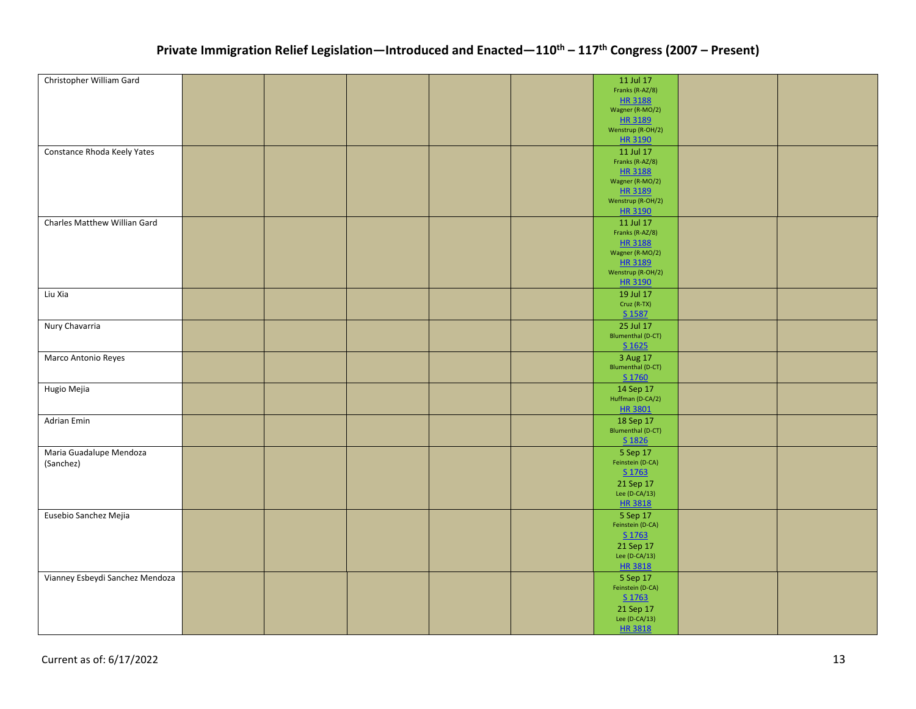# Private Immigration Relief Legislation—Introduced and Enacted—110th – 117th Congress (2007 – Present)

| | | | | | | | | |
|---|---|---|---|---|---|---|---|---|
| Christopher William Gard | | | | | | 11 Jul 17<br>Franks (R-AZ/8)<br>HR 3188<br>Wagner (R-MO/2)<br>HR 3189<br>Wenstrup (R-OH/2)<br>HR 3190 | | |
| Constance Rhoda Keely Yates | | | | | | 11 Jul 17<br>Franks (R-AZ/8)<br>HR 3188<br>Wagner (R-MO/2)<br>HR 3189<br>Wenstrup (R-OH/2)<br>HR 3190 | | |
| Charles Matthew Willian Gard | | | | | | 11 Jul 17<br>Franks (R-AZ/8)<br>HR 3188<br>Wagner (R-MO/2)<br>HR 3189<br>Wenstrup (R-OH/2)<br>HR 3190 | | |
| Liu Xia | | | | | | 19 Jul 17<br>Cruz (R-TX)<br>S 1587 | | |
| Nury Chavarria | | | | | | 25 Jul 17<br>Blumenthal (D-CT)<br>S 1625 | | |
| Marco Antonio Reyes | | | | | | 3 Aug 17<br>Blumenthal (D-CT)<br>S 1760 | | |
| Hugio Mejia | | | | | | 14 Sep 17<br>Huffman (D-CA/2)<br>HR 3801 | | |
| Adrian Emin | | | | | | 18 Sep 17<br>Blumenthal (D-CT)<br>S 1826 | | |
| Maria Guadalupe Mendoza (Sanchez) | | | | | | 5 Sep 17<br>Feinstein (D-CA)<br>S 1763<br>21 Sep 17<br>Lee (D-CA/13)<br>HR 3818 | | |
| Eusebio Sanchez Mejia | | | | | | 5 Sep 17<br>Feinstein (D-CA)<br>S 1763<br>21 Sep 17<br>Lee (D-CA/13)<br>HR 3818 | | |
| Vianney Esbeydi Sanchez Mendoza | | | | | | 5 Sep 17<br>Feinstein (D-CA)<br>S 1763<br>21 Sep 17<br>Lee (D-CA/13)<br>HR 3818 | | |

Current as of: 6/17/2022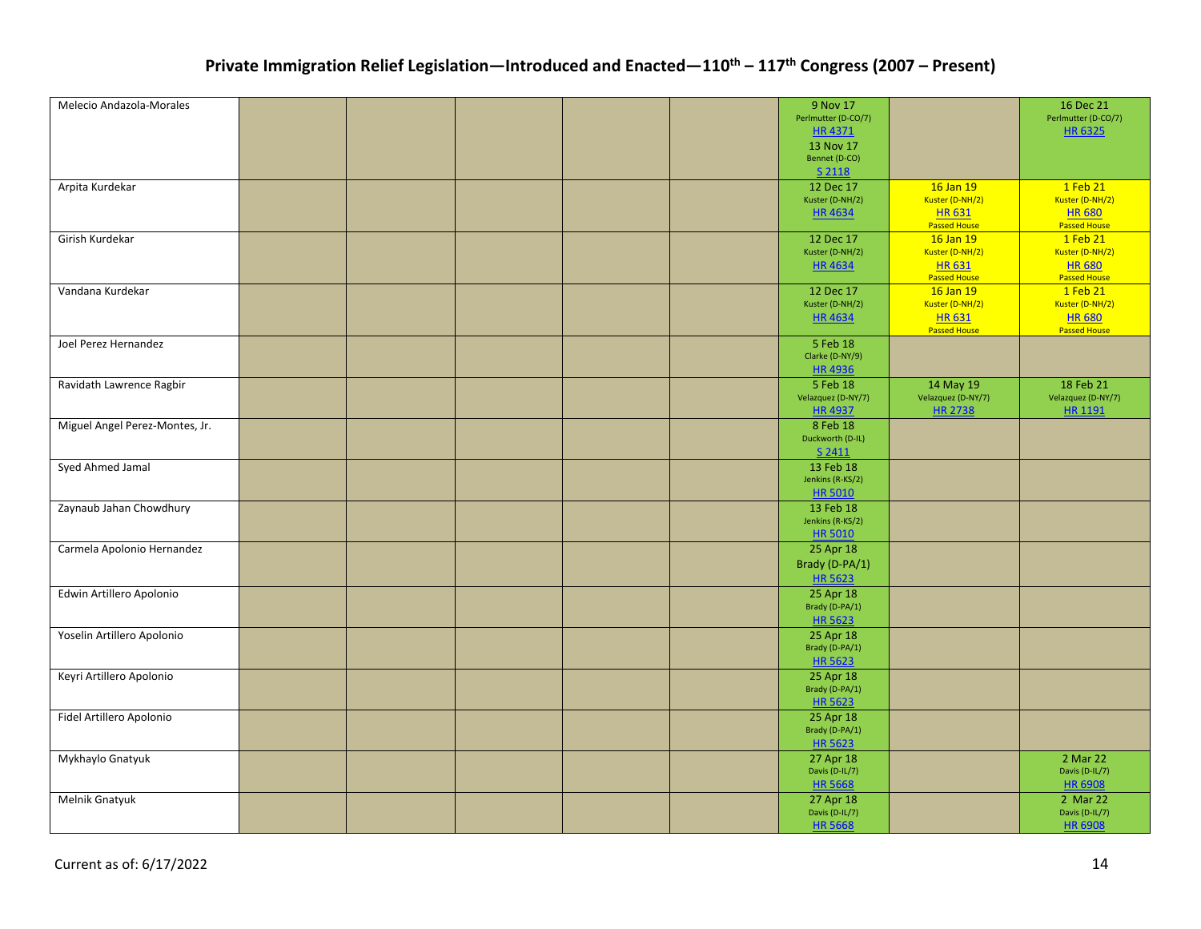# Private Immigration Relief Legislation—Introduced and Enacted—110th – 117th Congress (2007 – Present)

| | | | | | | | | |
|---|---|---|---|---|---|---|---|---|
| Melecio Andazola-Morales | | | | | | 9 Nov 17 Perlmutter (D-CO/7) HR 4371 13 Nov 17 Bennet (D-CO) S 2118 | | 16 Dec 21 Perlmutter (D-CO/7) HR 6325 |
| Arpita Kurdekar | | | | | | 12 Dec 17 Kuster (D-NH/2) HR 4634 | 16 Jan 19 Kuster (D-NH/2) HR 631 Passed House | 1 Feb 21 Kuster (D-NH/2) HR 680 Passed House |
| Girish Kurdekar | | | | | | 12 Dec 17 Kuster (D-NH/2) HR 4634 | 16 Jan 19 Kuster (D-NH/2) HR 631 Passed House | 1 Feb 21 Kuster (D-NH/2) HR 680 Passed House |
| Vandana Kurdekar | | | | | | 12 Dec 17 Kuster (D-NH/2) HR 4634 | 16 Jan 19 Kuster (D-NH/2) HR 631 Passed House | 1 Feb 21 Kuster (D-NH/2) HR 680 Passed House |
| Joel Perez Hernandez | | | | | | 5 Feb 18 Clarke (D-NY/9) HR 4936 | | |
| Ravidath Lawrence Ragbir | | | | | | 5 Feb 18 Velazquez (D-NY/7) HR 4937 | 14 May 19 Velazquez (D-NY/7) HR 2738 | 18 Feb 21 Velazquez (D-NY/7) HR 1191 |
| Miguel Angel Perez-Montes, Jr. | | | | | | 8 Feb 18 Duckworth (D-IL) S 2411 | | |
| Syed Ahmed Jamal | | | | | | 13 Feb 18 Jenkins (R-KS/2) HR 5010 | | |
| Zaynaub Jahan Chowdhury | | | | | | 13 Feb 18 Jenkins (R-KS/2) HR 5010 | | |
| Carmela Apolonio Hernandez | | | | | | 25 Apr 18 Brady (D-PA/1) HR 5623 | | |
| Edwin Artillero Apolonio | | | | | | 25 Apr 18 Brady (D-PA/1) HR 5623 | | |
| Yoselin Artillero Apolonio | | | | | | 25 Apr 18 Brady (D-PA/1) HR 5623 | | |
| Keyri Artillero Apolonio | | | | | | 25 Apr 18 Brady (D-PA/1) HR 5623 | | |
| Fidel Artillero Apolonio | | | | | | 25 Apr 18 Brady (D-PA/1) HR 5623 | | |
| Mykhaylo Gnatyuk | | | | | | 27 Apr 18 Davis (D-IL/7) HR 5668 | | 2 Mar 22 Davis (D-IL/7) HR 6908 |
| Melnik Gnatyuk | | | | | | 27 Apr 18 Davis (D-IL/7) HR 5668 | | 2 Mar 22 Davis (D-IL/7) HR 6908 |

Current as of: 6/17/2022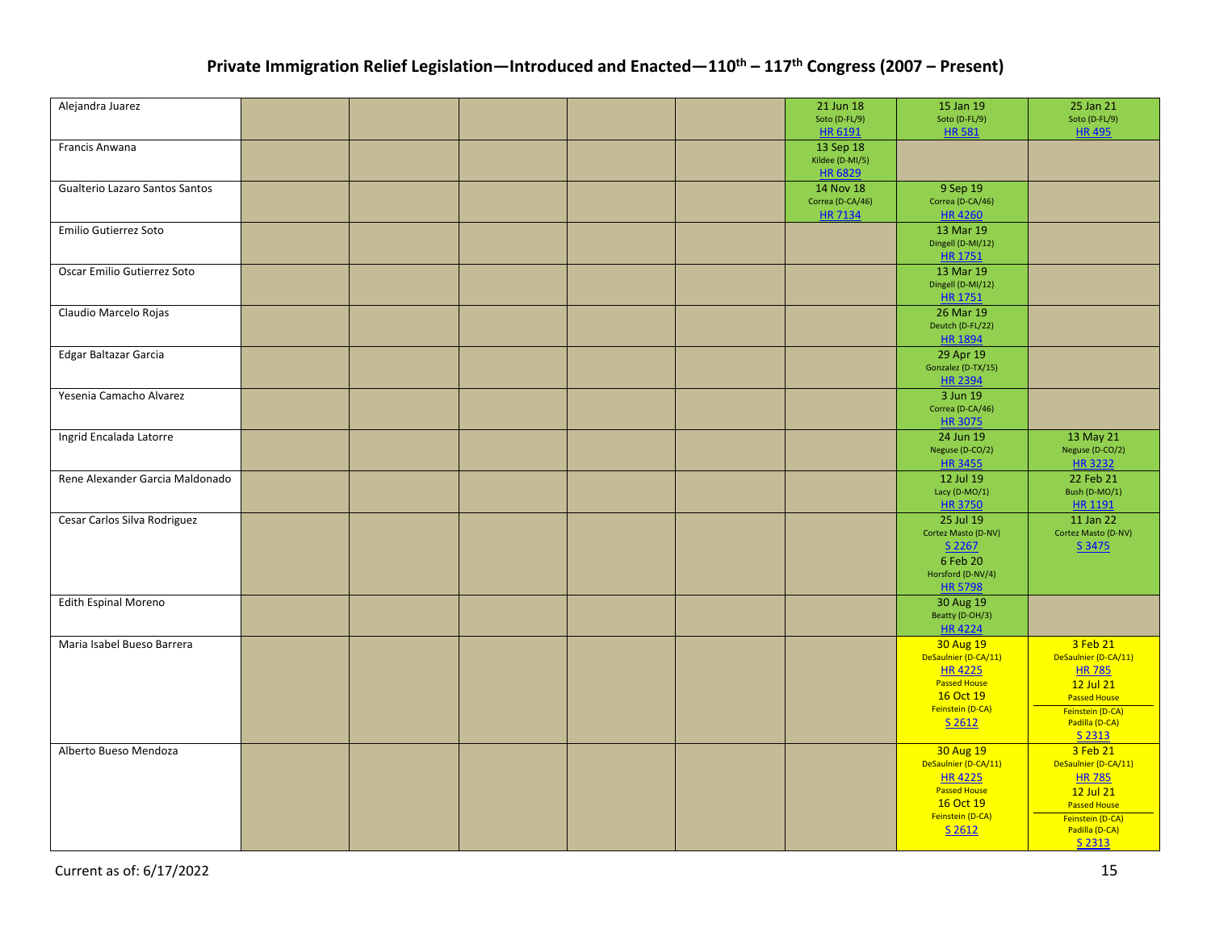# Private Immigration Relief Legislation—Introduced and Enacted—110th – 117th Congress (2007 – Present)

| | | | | | | | | |
|---|---|---|---|---|---|---|---|---|
| Alejandra Juarez | | | | | | 21 Jun 18<br>Soto (D-FL/9)<br>HR 6191 | 15 Jan 19<br>Soto (D-FL/9)<br>HR 581 | 25 Jan 21<br>Soto (D-FL/9)<br>HR 495 |
| Francis Anwana | | | | | | 13 Sep 18<br>Kildee (D-MI/5)<br>HR 6829 | | |
| Gualterio Lazaro Santos Santos | | | | | | 14 Nov 18<br>Correa (D-CA/46)<br>HR 7134 | 9 Sep 19<br>Correa (D-CA/46)<br>HR 4260 | |
| Emilio Gutierrez Soto | | | | | | | 13 Mar 19<br>Dingell (D-MI/12)<br>HR 1751 | |
| Oscar Emilio Gutierrez Soto | | | | | | | 13 Mar 19<br>Dingell (D-MI/12)<br>HR 1751 | |
| Claudio Marcelo Rojas | | | | | | | 26 Mar 19<br>Deutch (D-FL/22)<br>HR 1894 | |
| Edgar Baltazar Garcia | | | | | | | 29 Apr 19<br>Gonzalez (D-TX/15)<br>HR 2394 | |
| Yesenia Camacho Alvarez | | | | | | | 3 Jun 19<br>Correa (D-CA/46)<br>HR 3075 | |
| Ingrid Encalada Latorre | | | | | | | 24 Jun 19<br>Neguse (D-CO/2)<br>HR 3455 | 13 May 21<br>Neguse (D-CO/2)<br>HR 3232 |
| Rene Alexander Garcia Maldonado | | | | | | | 12 Jul 19<br>Lacy (D-MO/1)<br>HR 3750 | 22 Feb 21<br>Bush (D-MO/1)<br>HR 1191 |
| Cesar Carlos Silva Rodriguez | | | | | | | 25 Jul 19<br>Cortez Masto (D-NV)<br>S 2267<br>6 Feb 20<br>Horsford (D-NV/4)<br>HR 5798 | 11 Jan 22<br>Cortez Masto (D-NV)<br>S 3475 |
| Edith Espinal Moreno | | | | | | | 30 Aug 19<br>Beatty (D-OH/3)<br>HR 4224 | |
| Maria Isabel Bueso Barrera | | | | | | | 30 Aug 19<br>DeSaulnier (D-CA/11)<br>HR 4225<br>Passed House<br>16 Oct 19<br>Feinstein (D-CA)<br>S 2612 | 3 Feb 21<br>DeSaulnier (D-CA/11)<br>HR 785<br>12 Jul 21<br>Passed House<br>Feinstein (D-CA)<br>Padilla (D-CA)<br>S 2313 |
| Alberto Bueso Mendoza | | | | | | | 30 Aug 19<br>DeSaulnier (D-CA/11)<br>HR 4225<br>Passed House<br>16 Oct 19<br>Feinstein (D-CA)<br>S 2612 | 3 Feb 21<br>DeSaulnier (D-CA/11)<br>HR 785<br>12 Jul 21<br>Passed House<br>Feinstein (D-CA)<br>Padilla (D-CA)<br>S 2313 |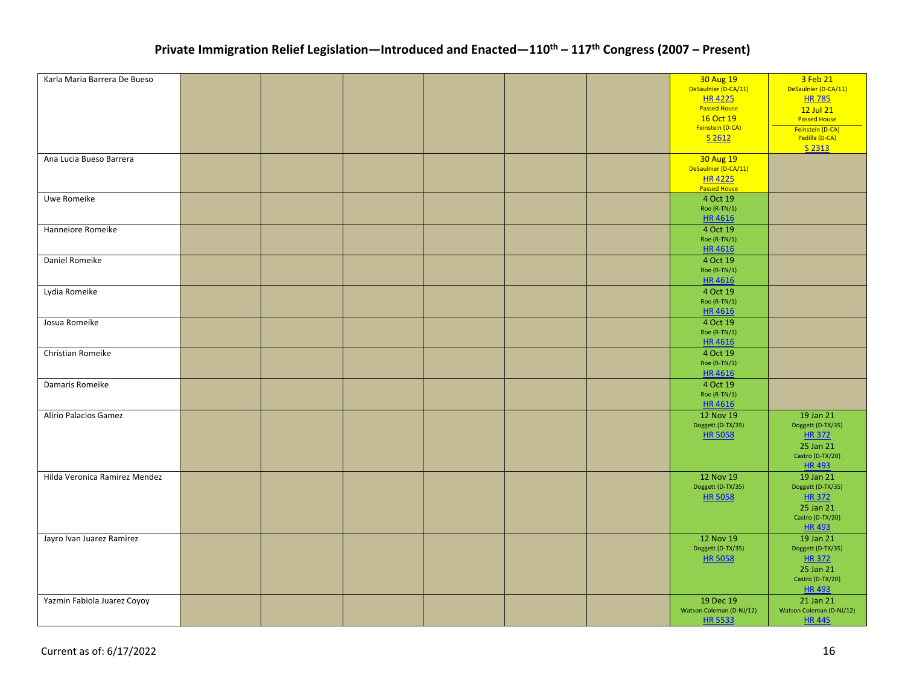## Private Immigration Relief Legislation—Introduced and Enacted—110th – 117th Congress (2007 – Present)

| | | | | | | | | |
|---|---|---|---|---|---|---|---|---|
| Karla Maria Barrera De Bueso | | | | | | | 30 Aug 19 DeSaulnier (D-CA/11) HR 4225 Passed House 16 Oct 19 Feinstein (D-CA) S 2612 | 3 Feb 21 DeSaulnier (D-CA/11) HR 785 12 Jul 21 Passed House Feinstein (D-CA) Padilla (D-CA) S 2313 |
| Ana Lucia Bueso Barrera | | | | | | | 30 Aug 19 DeSaulnier (D-CA/11) HR 4225 Passed House | |
| Uwe Romeike | | | | | | | 4 Oct 19 Roe (R-TN/1) HR 4616 | |
| Hanneiore Romeike | | | | | | | 4 Oct 19 Roe (R-TN/1) HR 4616 | |
| Daniel Romeike | | | | | | | 4 Oct 19 Roe (R-TN/1) HR 4616 | |
| Lydia Romeike | | | | | | | 4 Oct 19 Roe (R-TN/1) HR 4616 | |
| Josua Romeike | | | | | | | 4 Oct 19 Roe (R-TN/1) HR 4616 | |
| Christian Romeike | | | | | | | 4 Oct 19 Roe (R-TN/1) HR 4616 | |
| Damaris Romeike | | | | | | | 4 Oct 19 Roe (R-TN/1) HR 4616 | |
| Alirio Palacios Gamez | | | | | | | 12 Nov 19 Doggett (D-TX/35) HR 5058 | 19 Jan 21 Doggett (D-TX/35) HR 372 25 Jan 21 Castro (D-TX/20) HR 493 |
| Hilda Veronica Ramirez Mendez | | | | | | | 12 Nov 19 Doggett (D-TX/35) HR 5058 | 19 Jan 21 Doggett (D-TX/35) HR 372 25 Jan 21 Castro (D-TX/20) HR 493 |
| Jayro Ivan Juarez Ramirez | | | | | | | 12 Nov 19 Doggett (D-TX/35) HR 5058 | 19 Jan 21 Doggett (D-TX/35) HR 372 25 Jan 21 Castro (D-TX/20) HR 493 |
| Yazmin Fabiola Juarez Coyoy | | | | | | | 19 Dec 19 Watson Coleman (D-NJ/12) HR 5533 | 21 Jan 21 Watson Coleman (D-NJ/12) HR 445 |

Current as of: 6/17/2022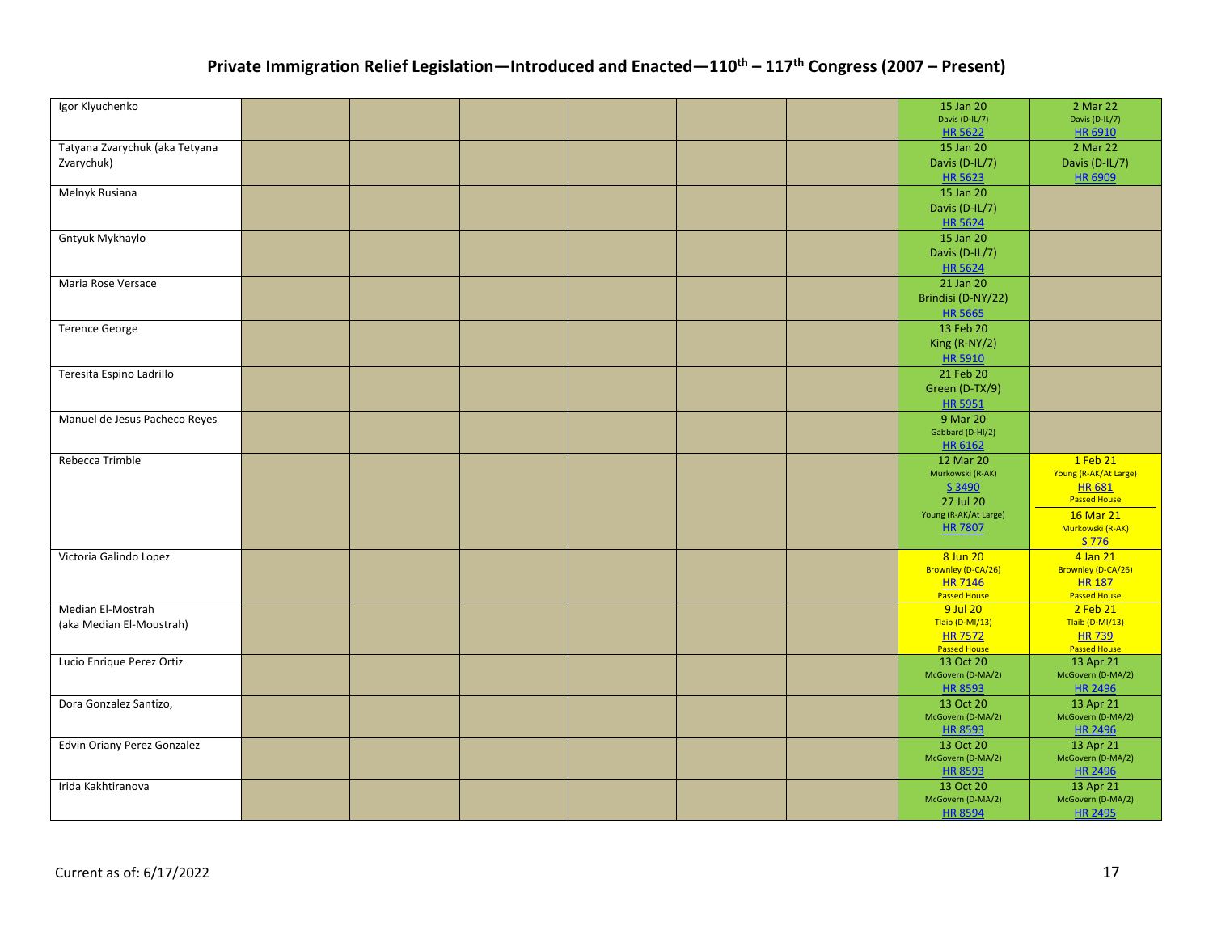# Private Immigration Relief Legislation—Introduced and Enacted—110th – 117th Congress (2007 – Present)

| | | | | | | | | |
|---|---|---|---|---|---|---|---|---|
| Igor Klyuchenko | | | | | | | 15 Jan 20 Davis (D-IL/7) HR 5622 | 2 Mar 22 Davis (D-IL/7) HR 6910 |
| Tatyana Zvarychuk (aka Tetyana Zvarychuk) | | | | | | | 15 Jan 20 Davis (D-IL/7) HR 5623 | 2 Mar 22 Davis (D-IL/7) HR 6909 |
| Melnyk Rusiana | | | | | | | 15 Jan 20 Davis (D-IL/7) HR 5624 | |
| Gntyuk Mykhaylo | | | | | | | 15 Jan 20 Davis (D-IL/7) HR 5624 | |
| Maria Rose Versace | | | | | | | 21 Jan 20 Brindisi (D-NY/22) HR 5665 | |
| Terence George | | | | | | | 13 Feb 20 King (R-NY/2) HR 5910 | |
| Teresita Espino Ladrillo | | | | | | | 21 Feb 20 Green (D-TX/9) HR 5951 | |
| Manuel de Jesus Pacheco Reyes | | | | | | | 9 Mar 20 Gabbard (D-HI/2) HR 6162 | |
| Rebecca Trimble | | | | | | | 12 Mar 20 Murkowski (R-AK) S 3490 27 Jul 20 Young (R-AK/At Large) HR 7807 | 1 Feb 21 Young (R-AK/At Large) HR 681 Passed House 16 Mar 21 Murkowski (R-AK) S 776 |
| Victoria Galindo Lopez | | | | | | | 8 Jun 20 Brownley (D-CA/26) HR 7146 Passed House | 4 Jan 21 Brownley (D-CA/26) HR 187 Passed House |
| Median El-Mostrah (aka Median El-Moustrah) | | | | | | | 9 Jul 20 Tlaib (D-MI/13) HR 7572 Passed House | 2 Feb 21 Tlaib (D-MI/13) HR 739 Passed House |
| Lucio Enrique Perez Ortiz | | | | | | | 13 Oct 20 McGovern (D-MA/2) HR 8593 | 13 Apr 21 McGovern (D-MA/2) HR 2496 |
| Dora Gonzalez Santizo, | | | | | | | 13 Oct 20 McGovern (D-MA/2) HR 8593 | 13 Apr 21 McGovern (D-MA/2) HR 2496 |
| Edvin Oriany Perez Gonzalez | | | | | | | 13 Oct 20 McGovern (D-MA/2) HR 8593 | 13 Apr 21 McGovern (D-MA/2) HR 2496 |
| Irida Kakhtiranova | | | | | | | 13 Oct 20 McGovern (D-MA/2) HR 8594 | 13 Apr 21 McGovern (D-MA/2) HR 2495 |

Current as of: 6/17/2022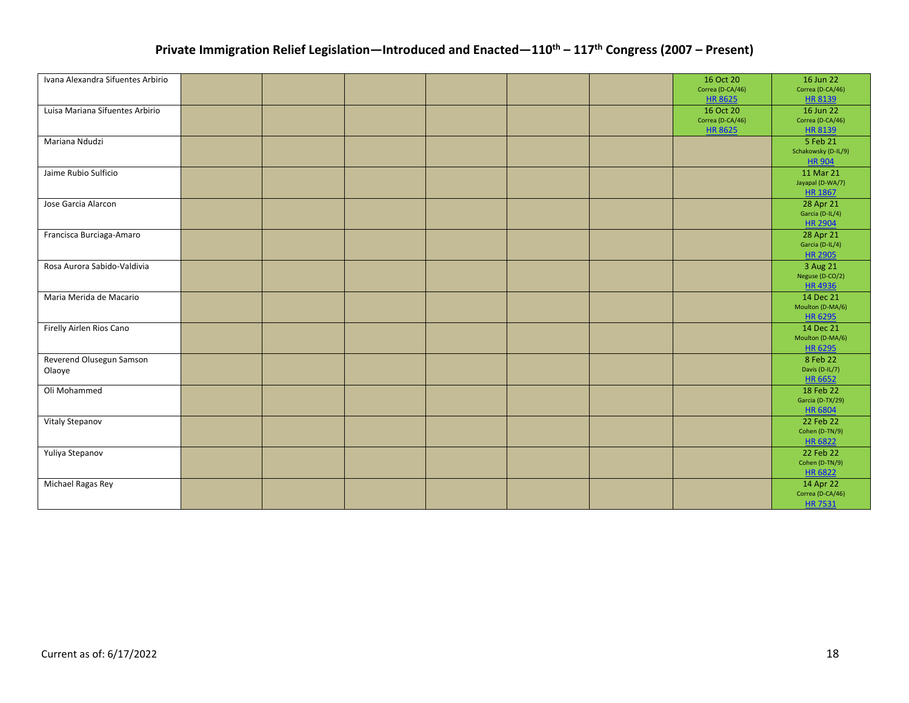# Private Immigration Relief Legislation—Introduced and Enacted—110th – 117th Congress (2007 – Present)

| | | | | | | | | |
|---|---|---|---|---|---|---|---|---|
| Ivana Alexandra Sifuentes Arbirio | | | | | | | 16 Oct 20 Correa (D-CA/46) HR 8625 | 16 Jun 22 Correa (D-CA/46) HR 8139 |
| Luisa Mariana Sifuentes Arbirio | | | | | | | 16 Oct 20 Correa (D-CA/46) HR 8625 | 16 Jun 22 Correa (D-CA/46) HR 8139 |
| Mariana Ndudzi | | | | | | | | 5 Feb 21 Schakowsky (D-IL/9) HR 904 |
| Jaime Rubio Sulficio | | | | | | | | 11 Mar 21 Jayapal (D-WA/7) HR 1867 |
| Jose Garcia Alarcon | | | | | | | | 28 Apr 21 Garcia (D-IL/4) HR 2904 |
| Francisca Burciaga-Amaro | | | | | | | | 28 Apr 21 Garcia (D-IL/4) HR 2905 |
| Rosa Aurora Sabido-Valdivia | | | | | | | | 3 Aug 21 Neguse (D-CO/2) HR 4936 |
| Maria Merida de Macario | | | | | | | | 14 Dec 21 Moulton (D-MA/6) HR 6295 |
| Firelly Airlen Rios Cano | | | | | | | | 14 Dec 21 Moulton (D-MA/6) HR 6295 |
| Reverend Olusegun Samson Olaoye | | | | | | | | 8 Feb 22 Davis (D-IL/7) HR 6652 |
| Oli Mohammed | | | | | | | | 18 Feb 22 Garcia (D-TX/29) HR 6804 |
| Vitaly Stepanov | | | | | | | | 22 Feb 22 Cohen (D-TN/9) HR 6822 |
| Yuliya Stepanov | | | | | | | | 22 Feb 22 Cohen (D-TN/9) HR 6822 |
| Michael Ragas Rey | | | | | | | | 14 Apr 22 Correa (D-CA/46) HR 7531 |

Current as of: 6/17/2022